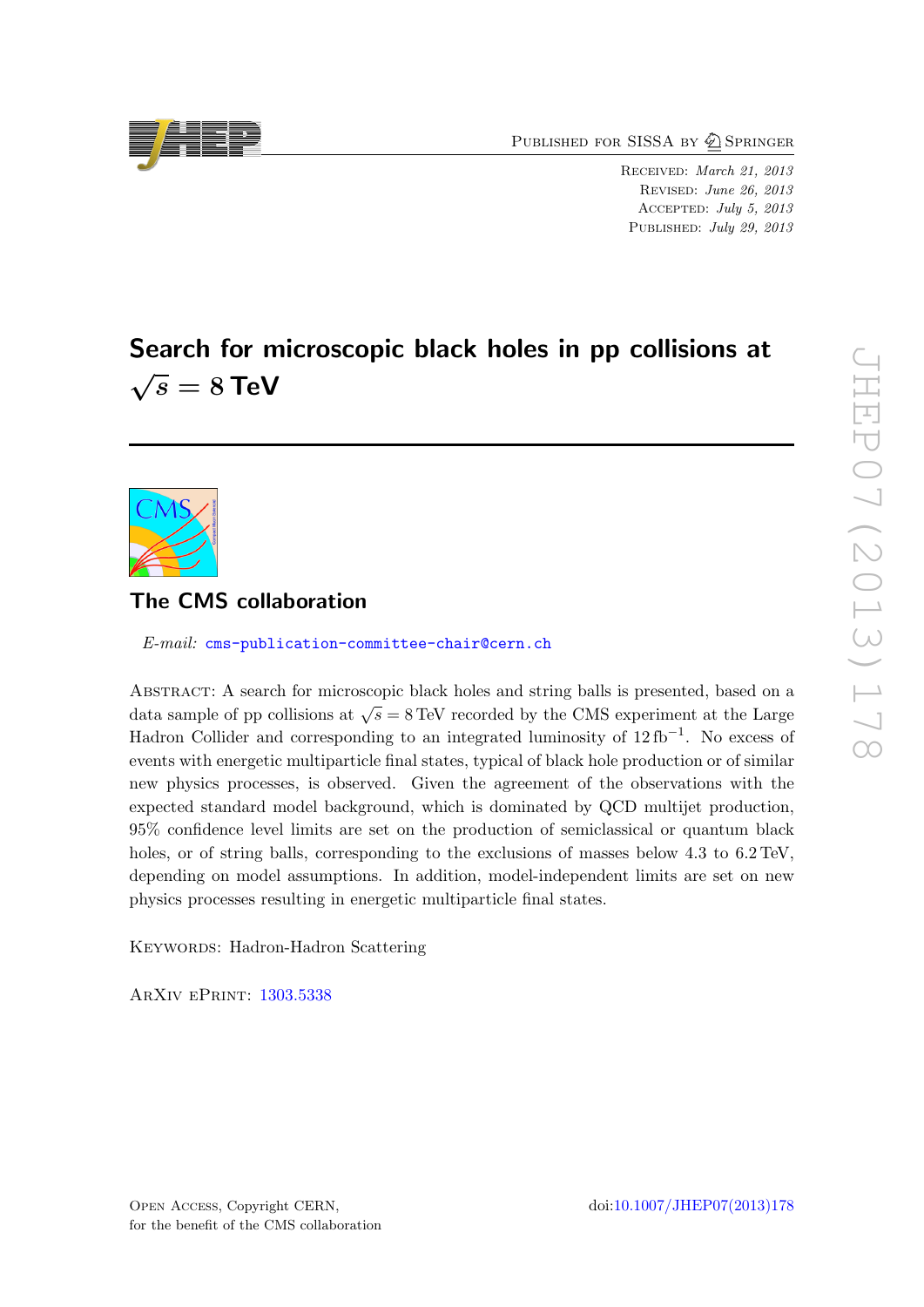Published for SISSA by Springer

Received: *March 21, 2013*
Revised: *June 26, 2013*
Accepted: *July 5, 2013*
Published: *July 29, 2013*

# Search for microscopic black holes in pp collisions at $\sqrt{s} = 8$ TeV

## The CMS collaboration

*E-mail:* cms-publication-committee-chair@cern.ch

Abstract: A search for microscopic black holes and string balls is presented, based on a data sample of pp collisions at $\sqrt{s} = 8$ TeV recorded by the CMS experiment at the Large Hadron Collider and corresponding to an integrated luminosity of $12\,\mathrm{fb}^{-1}$. No excess of events with energetic multiparticle final states, typical of black hole production or of similar new physics processes, is observed. Given the agreement of the observations with the expected standard model background, which is dominated by QCD multijet production, 95% confidence level limits are set on the production of semiclassical or quantum black holes, or of string balls, corresponding to the exclusions of masses below 4.3 to 6.2 TeV, depending on model assumptions. In addition, model-independent limits are set on new physics processes resulting in energetic multiparticle final states.

Keywords: Hadron-Hadron Scattering

ArXiv ePrint: 1303.5338

Open Access, Copyright CERN, for the benefit of the CMS collaboration

doi:10.1007/JHEP07(2013)178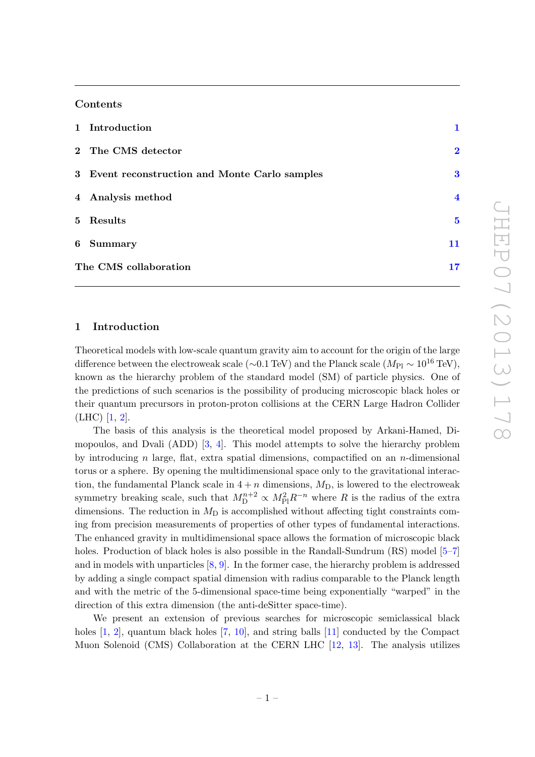## Contents

1 Introduction 1

2 The CMS detector 2

3 Event reconstruction and Monte Carlo samples 3

4 Analysis method 4

5 Results 5

6 Summary 11

The CMS collaboration 17

## 1 Introduction

Theoretical models with low-scale quantum gravity aim to account for the origin of the large difference between the electroweak scale (∼0.1 TeV) and the Planck scale ($M_{\mathrm{Pl}} \sim 10^{16}$ TeV), known as the hierarchy problem of the standard model (SM) of particle physics. One of the predictions of such scenarios is the possibility of producing microscopic black holes or their quantum precursors in proton-proton collisions at the CERN Large Hadron Collider (LHC) [1, 2].

The basis of this analysis is the theoretical model proposed by Arkani-Hamed, Dimopoulos, and Dvali (ADD) [3, 4]. This model attempts to solve the hierarchy problem by introducing $n$ large, flat, extra spatial dimensions, compactified on an $n$-dimensional torus or a sphere. By opening the multidimensional space only to the gravitational interaction, the fundamental Planck scale in $4+n$ dimensions, $M_{\mathrm{D}}$, is lowered to the electroweak symmetry breaking scale, such that $M_{\mathrm{D}}^{n+2} \propto M_{\mathrm{Pl}}^{2} R^{-n}$ where $R$ is the radius of the extra dimensions. The reduction in $M_{\mathrm{D}}$ is accomplished without affecting tight constraints coming from precision measurements of properties of other types of fundamental interactions. The enhanced gravity in multidimensional space allows the formation of microscopic black holes. Production of black holes is also possible in the Randall-Sundrum (RS) model [5–7] and in models with unparticles [8, 9]. In the former case, the hierarchy problem is addressed by adding a single compact spatial dimension with radius comparable to the Planck length and with the metric of the 5-dimensional space-time being exponentially "warped" in the direction of this extra dimension (the anti-deSitter space-time).

We present an extension of previous searches for microscopic semiclassical black holes [1, 2], quantum black holes [7, 10], and string balls [11] conducted by the Compact Muon Solenoid (CMS) Collaboration at the CERN LHC [12, 13]. The analysis utilizes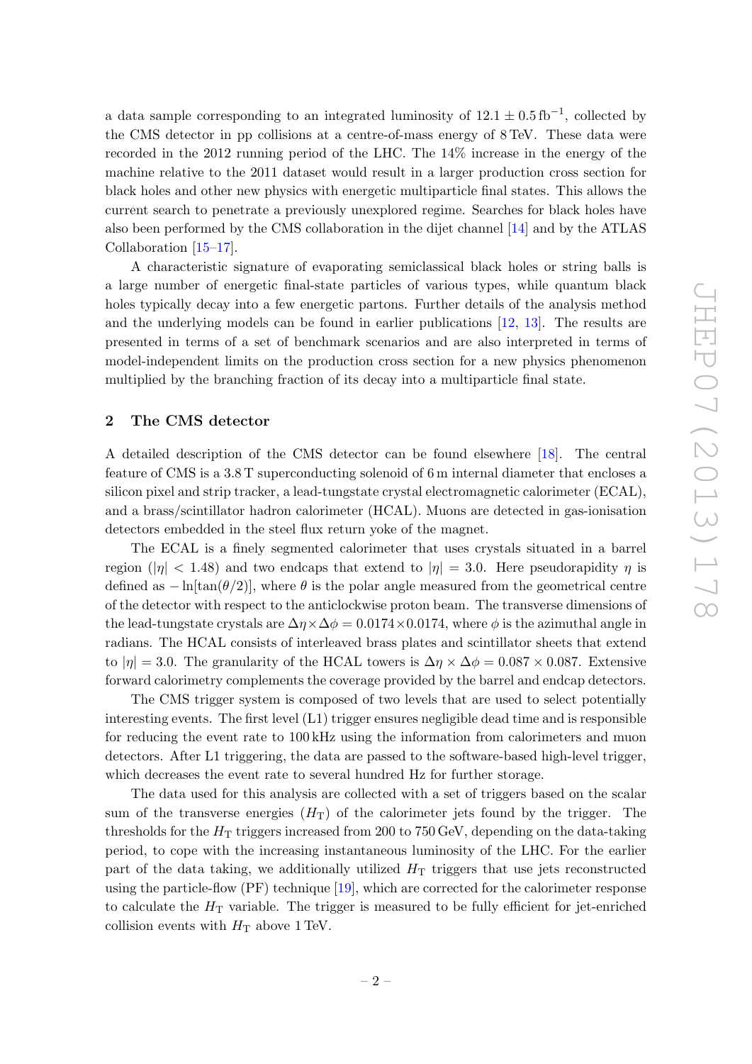a data sample corresponding to an integrated luminosity of $12.1 \pm 0.5\,\mathrm{fb}^{-1}$, collected by the CMS detector in pp collisions at a centre-of-mass energy of 8 TeV. These data were recorded in the 2012 running period of the LHC. The 14% increase in the energy of the machine relative to the 2011 dataset would result in a larger production cross section for black holes and other new physics with energetic multiparticle final states. This allows the current search to penetrate a previously unexplored regime. Searches for black holes have also been performed by the CMS collaboration in the dijet channel [14] and by the ATLAS Collaboration [15–17].

A characteristic signature of evaporating semiclassical black holes or string balls is a large number of energetic final-state particles of various types, while quantum black holes typically decay into a few energetic partons. Further details of the analysis method and the underlying models can be found in earlier publications [12, 13]. The results are presented in terms of a set of benchmark scenarios and are also interpreted in terms of model-independent limits on the production cross section for a new physics phenomenon multiplied by the branching fraction of its decay into a multiparticle final state.

## 2 The CMS detector

A detailed description of the CMS detector can be found elsewhere [18]. The central feature of CMS is a 3.8 T superconducting solenoid of 6 m internal diameter that encloses a silicon pixel and strip tracker, a lead-tungstate crystal electromagnetic calorimeter (ECAL), and a brass/scintillator hadron calorimeter (HCAL). Muons are detected in gas-ionisation detectors embedded in the steel flux return yoke of the magnet.

The ECAL is a finely segmented calorimeter that uses crystals situated in a barrel region ($|\eta| < 1.48$) and two endcaps that extend to $|\eta| = 3.0$. Here pseudorapidity $\eta$ is defined as $-\ln[\tan(\theta/2)]$, where $\theta$ is the polar angle measured from the geometrical centre of the detector with respect to the anticlockwise proton beam. The transverse dimensions of the lead-tungstate crystals are $\Delta\eta \times \Delta\phi = 0.0174 \times 0.0174$, where $\phi$ is the azimuthal angle in radians. The HCAL consists of interleaved brass plates and scintillator sheets that extend to $|\eta| = 3.0$. The granularity of the HCAL towers is $\Delta\eta \times \Delta\phi = 0.087 \times 0.087$. Extensive forward calorimetry complements the coverage provided by the barrel and endcap detectors.

The CMS trigger system is composed of two levels that are used to select potentially interesting events. The first level (L1) trigger ensures negligible dead time and is responsible for reducing the event rate to 100 kHz using the information from calorimeters and muon detectors. After L1 triggering, the data are passed to the software-based high-level trigger, which decreases the event rate to several hundred Hz for further storage.

The data used for this analysis are collected with a set of triggers based on the scalar sum of the transverse energies ($H_\mathrm{T}$) of the calorimeter jets found by the trigger. The thresholds for the $H_\mathrm{T}$ triggers increased from 200 to 750 GeV, depending on the data-taking period, to cope with the increasing instantaneous luminosity of the LHC. For the earlier part of the data taking, we additionally utilized $H_\mathrm{T}$ triggers that use jets reconstructed using the particle-flow (PF) technique [19], which are corrected for the calorimeter response to calculate the $H_\mathrm{T}$ variable. The trigger is measured to be fully efficient for jet-enriched collision events with $H_\mathrm{T}$ above 1 TeV.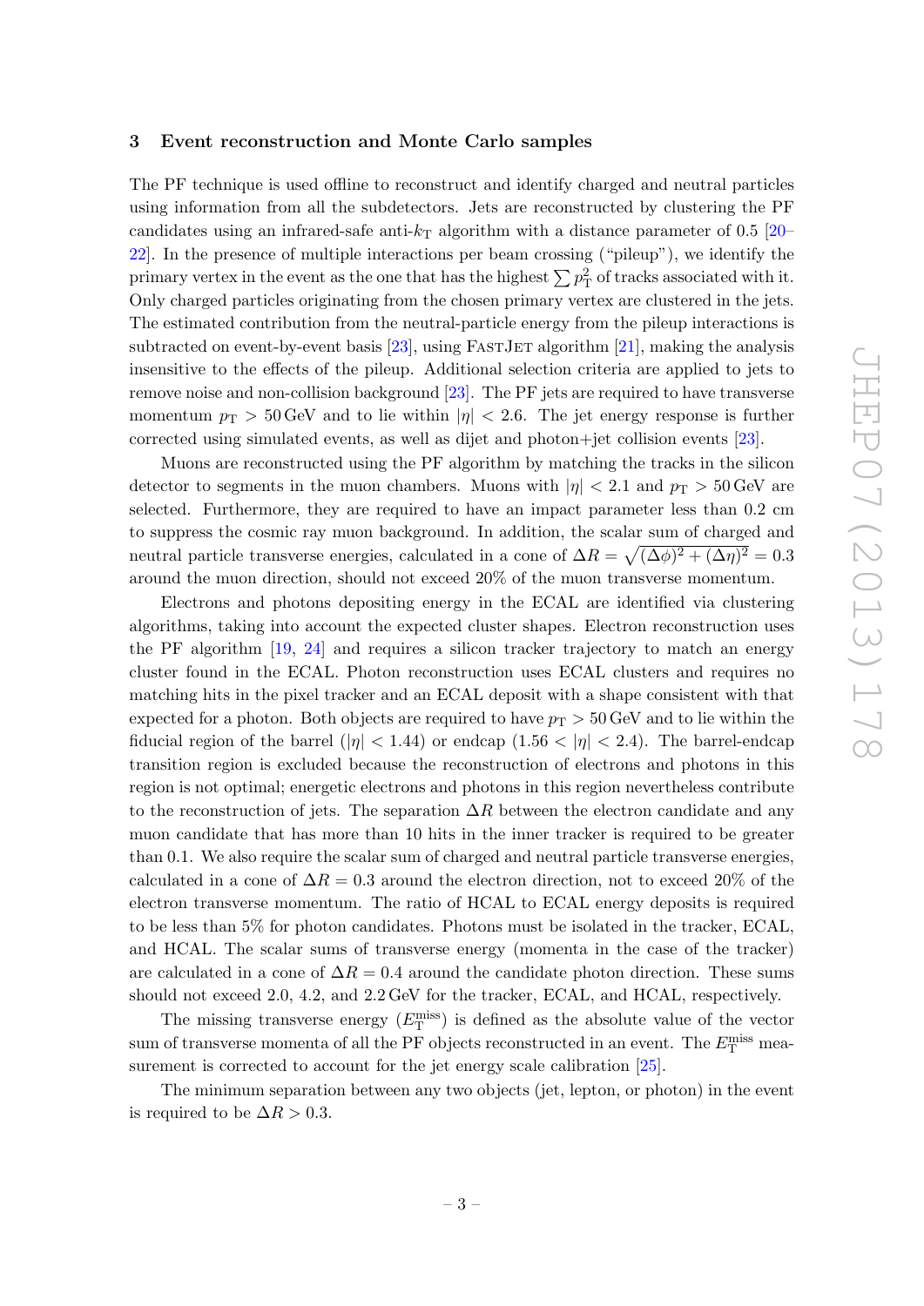## 3 Event reconstruction and Monte Carlo samples

The PF technique is used offline to reconstruct and identify charged and neutral particles using information from all the subdetectors. Jets are reconstructed by clustering the PF candidates using an infrared-safe anti-$k_{\mathrm{T}}$ algorithm with a distance parameter of 0.5 [20–22]. In the presence of multiple interactions per beam crossing ("pileup"), we identify the primary vertex in the event as the one that has the highest $\sum p_{\mathrm{T}}^2$ of tracks associated with it. Only charged particles originating from the chosen primary vertex are clustered in the jets. The estimated contribution from the neutral-particle energy from the pileup interactions is subtracted on event-by-event basis [23], using FastJet algorithm [21], making the analysis insensitive to the effects of the pileup. Additional selection criteria are applied to jets to remove noise and non-collision background [23]. The PF jets are required to have transverse momentum $p_{\mathrm{T}} > 50\,\mathrm{GeV}$ and to lie within $|\eta| < 2.6$. The jet energy response is further corrected using simulated events, as well as dijet and photon+jet collision events [23].

Muons are reconstructed using the PF algorithm by matching the tracks in the silicon detector to segments in the muon chambers. Muons with $|\eta| < 2.1$ and $p_{\mathrm{T}} > 50\,\mathrm{GeV}$ are selected. Furthermore, they are required to have an impact parameter less than 0.2 cm to suppress the cosmic ray muon background. In addition, the scalar sum of charged and neutral particle transverse energies, calculated in a cone of $\Delta R = \sqrt{(\Delta\phi)^2 + (\Delta\eta)^2} = 0.3$ around the muon direction, should not exceed 20% of the muon transverse momentum.

Electrons and photons depositing energy in the ECAL are identified via clustering algorithms, taking into account the expected cluster shapes. Electron reconstruction uses the PF algorithm [19, 24] and requires a silicon tracker trajectory to match an energy cluster found in the ECAL. Photon reconstruction uses ECAL clusters and requires no matching hits in the pixel tracker and an ECAL deposit with a shape consistent with that expected for a photon. Both objects are required to have $p_{\mathrm{T}} > 50\,\mathrm{GeV}$ and to lie within the fiducial region of the barrel ($|\eta| < 1.44$) or endcap ($1.56 < |\eta| < 2.4$). The barrel-endcap transition region is excluded because the reconstruction of electrons and photons in this region is not optimal; energetic electrons and photons in this region nevertheless contribute to the reconstruction of jets. The separation $\Delta R$ between the electron candidate and any muon candidate that has more than 10 hits in the inner tracker is required to be greater than 0.1. We also require the scalar sum of charged and neutral particle transverse energies, calculated in a cone of $\Delta R = 0.3$ around the electron direction, not to exceed 20% of the electron transverse momentum. The ratio of HCAL to ECAL energy deposits is required to be less than 5% for photon candidates. Photons must be isolated in the tracker, ECAL, and HCAL. The scalar sums of transverse energy (momenta in the case of the tracker) are calculated in a cone of $\Delta R = 0.4$ around the candidate photon direction. These sums should not exceed 2.0, 4.2, and 2.2 GeV for the tracker, ECAL, and HCAL, respectively.

The missing transverse energy ($E_{\mathrm{T}}^{\mathrm{miss}}$) is defined as the absolute value of the vector sum of transverse momenta of all the PF objects reconstructed in an event. The $E_{\mathrm{T}}^{\mathrm{miss}}$ measurement is corrected to account for the jet energy scale calibration [25].

The minimum separation between any two objects (jet, lepton, or photon) in the event is required to be $\Delta R > 0.3$.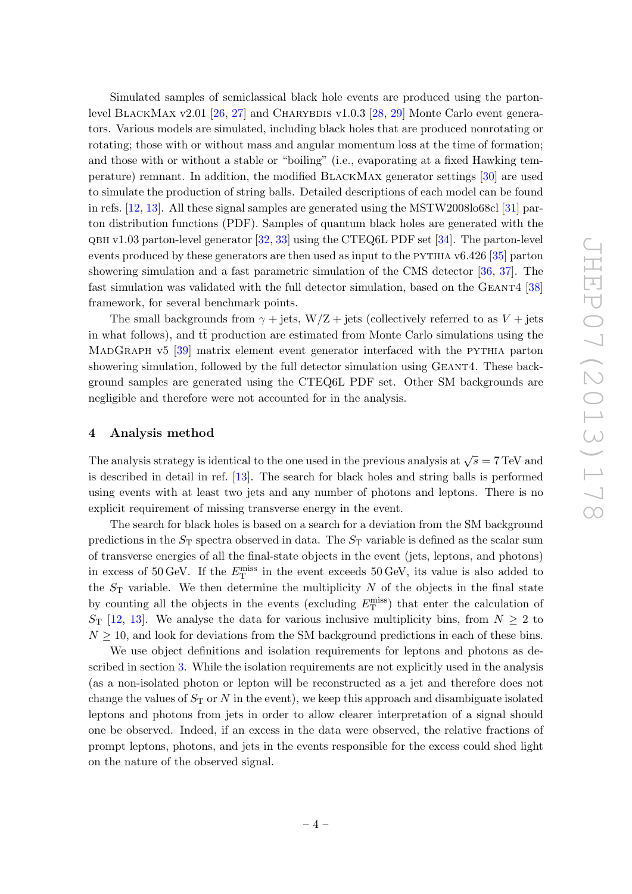Simulated samples of semiclassical black hole events are produced using the parton-level BlackMax v2.01 [26, 27] and Charybdis v1.0.3 [28, 29] Monte Carlo event generators. Various models are simulated, including black holes that are produced nonrotating or rotating; those with or without mass and angular momentum loss at the time of formation; and those with or without a stable or "boiling" (i.e., evaporating at a fixed Hawking temperature) remnant. In addition, the modified BlackMax generator settings [30] are used to simulate the production of string balls. Detailed descriptions of each model can be found in refs. [12, 13]. All these signal samples are generated using the MSTW2008lo68cl [31] parton distribution functions (PDF). Samples of quantum black holes are generated with the qbh v1.03 parton-level generator [32, 33] using the CTEQ6L PDF set [34]. The parton-level events produced by these generators are then used as input to the pythia v6.426 [35] parton showering simulation and a fast parametric simulation of the CMS detector [36, 37]. The fast simulation was validated with the full detector simulation, based on the Geant4 [38] framework, for several benchmark points.

The small backgrounds from $\gamma + \text{jets}$, $\text{W/Z} + \text{jets}$ (collectively referred to as $V + \text{jets}$ in what follows), and $\text{t}\bar{\text{t}}$ production are estimated from Monte Carlo simulations using the MadGraph v5 [39] matrix element event generator interfaced with the pythia parton showering simulation, followed by the full detector simulation using Geant4. These background samples are generated using the CTEQ6L PDF set. Other SM backgrounds are negligible and therefore were not accounted for in the analysis.

## 4 Analysis method

The analysis strategy is identical to the one used in the previous analysis at $\sqrt{s} = 7\,\text{TeV}$ and is described in detail in ref. [13]. The search for black holes and string balls is performed using events with at least two jets and any number of photons and leptons. There is no explicit requirement of missing transverse energy in the event.

The search for black holes is based on a search for a deviation from the SM background predictions in the $S_\text{T}$ spectra observed in data. The $S_\text{T}$ variable is defined as the scalar sum of transverse energies of all the final-state objects in the event (jets, leptons, and photons) in excess of $50\,\text{GeV}$. If the $E_\text{T}^\text{miss}$ in the event exceeds $50\,\text{GeV}$, its value is also added to the $S_\text{T}$ variable. We then determine the multiplicity $N$ of the objects in the final state by counting all the objects in the events (excluding $E_\text{T}^\text{miss}$) that enter the calculation of $S_\text{T}$ [12, 13]. We analyse the data for various inclusive multiplicity bins, from $N \geq 2$ to $N \geq 10$, and look for deviations from the SM background predictions in each of these bins.

We use object definitions and isolation requirements for leptons and photons as described in section 3. While the isolation requirements are not explicitly used in the analysis (as a non-isolated photon or lepton will be reconstructed as a jet and therefore does not change the values of $S_\text{T}$ or $N$ in the event), we keep this approach and disambiguate isolated leptons and photons from jets in order to allow clearer interpretation of a signal should one be observed. Indeed, if an excess in the data were observed, the relative fractions of prompt leptons, photons, and jets in the events responsible for the excess could shed light on the nature of the observed signal.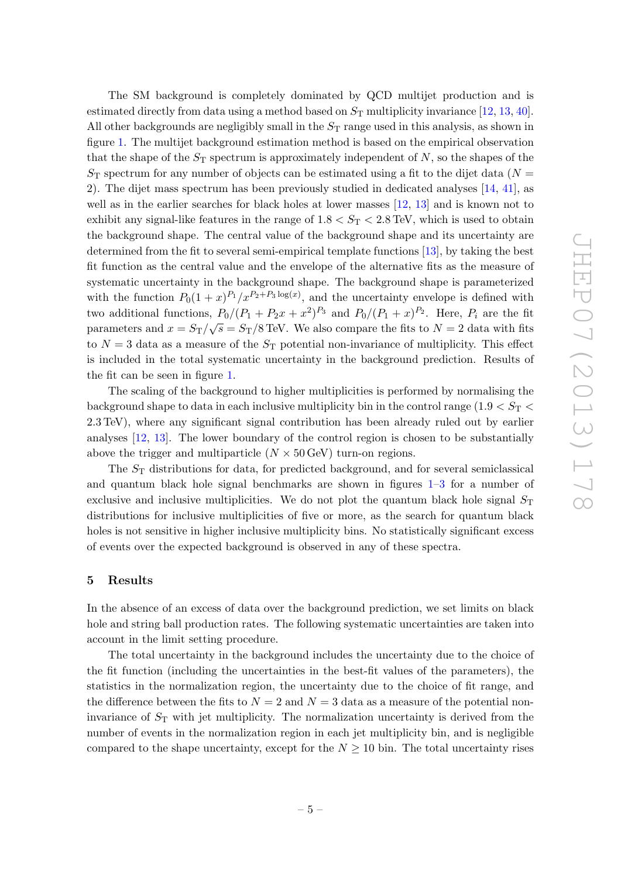The SM background is completely dominated by QCD multijet production and is estimated directly from data using a method based on $S_T$ multiplicity invariance [12, 13, 40]. All other backgrounds are negligibly small in the $S_T$ range used in this analysis, as shown in figure 1. The multijet background estimation method is based on the empirical observation that the shape of the $S_T$ spectrum is approximately independent of $N$, so the shapes of the $S_T$ spectrum for any number of objects can be estimated using a fit to the dijet data ($N = 2$). The dijet mass spectrum has been previously studied in dedicated analyses [14, 41], as well as in the earlier searches for black holes at lower masses [12, 13] and is known not to exhibit any signal-like features in the range of $1.8 < S_T < 2.8\,\text{TeV}$, which is used to obtain the background shape. The central value of the background shape and its uncertainty are determined from the fit to several semi-empirical template functions [13], by taking the best fit function as the central value and the envelope of the alternative fits as the measure of systematic uncertainty in the background shape. The background shape is parameterized with the function $P_0(1+x)^{P_1}/x^{P_2+P_3\log(x)}$, and the uncertainty envelope is defined with two additional functions, $P_0/(P_1 + P_2 x + x^2)^{P_3}$ and $P_0/(P_1 + x)^{P_2}$. Here, $P_i$ are the fit parameters and $x = S_T/\sqrt{s} = S_T/8\,\text{TeV}$. We also compare the fits to $N = 2$ data with fits to $N = 3$ data as a measure of the $S_T$ potential non-invariance of multiplicity. This effect is included in the total systematic uncertainty in the background prediction. Results of the fit can be seen in figure 1.

The scaling of the background to higher multiplicities is performed by normalising the background shape to data in each inclusive multiplicity bin in the control range ($1.9 < S_T < 2.3\,\text{TeV}$), where any significant signal contribution has been already ruled out by earlier analyses [12, 13]. The lower boundary of the control region is chosen to be substantially above the trigger and multiparticle ($N \times 50\,\text{GeV}$) turn-on regions.

The $S_T$ distributions for data, for predicted background, and for several semiclassical and quantum black hole signal benchmarks are shown in figures 1–3 for a number of exclusive and inclusive multiplicities. We do not plot the quantum black hole signal $S_T$ distributions for inclusive multiplicities of five or more, as the search for quantum black holes is not sensitive in higher inclusive multiplicity bins. No statistically significant excess of events over the expected background is observed in any of these spectra.

## 5 Results

In the absence of an excess of data over the background prediction, we set limits on black hole and string ball production rates. The following systematic uncertainties are taken into account in the limit setting procedure.

The total uncertainty in the background includes the uncertainty due to the choice of the fit function (including the uncertainties in the best-fit values of the parameters), the statistics in the normalization region, the uncertainty due to the choice of fit range, and the difference between the fits to $N = 2$ and $N = 3$ data as a measure of the potential non-invariance of $S_T$ with jet multiplicity. The normalization uncertainty is derived from the number of events in the normalization region in each jet multiplicity bin, and is negligible compared to the shape uncertainty, except for the $N \geq 10$ bin. The total uncertainty rises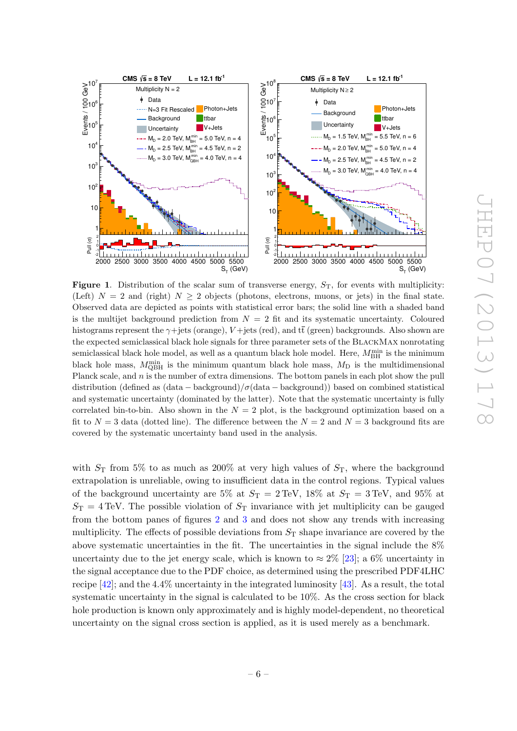**Figure 1.** Distribution of the scalar sum of transverse energy, $S_T$, for events with multiplicity: (Left) $N = 2$ and (right) $N \geq 2$ objects (photons, electrons, muons, or jets) in the final state. Observed data are depicted as points with statistical error bars; the solid line with a shaded band is the multijet background prediction from $N = 2$ fit and its systematic uncertainty. Coloured histograms represent the $\gamma$+jets (orange), $V$+jets (red), and $t\bar{t}$ (green) backgrounds. Also shown are the expected semiclassical black hole signals for three parameter sets of the BlackMax nonrotating semiclassical black hole model, as well as a quantum black hole model. Here, $M_{\mathrm{BH}}^{\mathrm{min}}$ is the minimum black hole mass, $M_{\mathrm{QBH}}^{\mathrm{min}}$ is the minimum quantum black hole mass, $M_{\mathrm{D}}$ is the multidimensional Planck scale, and $n$ is the number of extra dimensions. The bottom panels in each plot show the pull distribution (defined as (data − background)/$\sigma$(data − background)) based on combined statistical and systematic uncertainty. Note that the systematic uncertainty is fully correlated bin-to-bin. Also shown in the $N = 2$ plot, is the background optimization based on a fit to $N = 3$ data (dotted line). The difference between the $N = 2$ and $N = 3$ background fits are covered by the systematic uncertainty band used in the analysis.

with $S_T$ from 5% to as much as 200% at very high values of $S_T$, where the background extrapolation is unreliable, owing to insufficient data in the control regions. Typical values of the background uncertainty are 5% at $S_T = 2\,\mathrm{TeV}$, 18% at $S_T = 3\,\mathrm{TeV}$, and 95% at $S_T = 4\,\mathrm{TeV}$. The possible violation of $S_T$ invariance with jet multiplicity can be gauged from the bottom panes of figures 2 and 3 and does not show any trends with increasing multiplicity. The effects of possible deviations from $S_T$ shape invariance are covered by the above systematic uncertainties in the fit. The uncertainties in the signal include the 8% uncertainty due to the jet energy scale, which is known to $\approx 2\%$ [23]; a 6% uncertainty in the signal acceptance due to the PDF choice, as determined using the prescribed PDF4LHC recipe [42]; and the 4.4% uncertainty in the integrated luminosity [43]. As a result, the total systematic uncertainty in the signal is calculated to be 10%. As the cross section for black hole production is known only approximately and is highly model-dependent, no theoretical uncertainty on the signal cross section is applied, as it is used merely as a benchmark.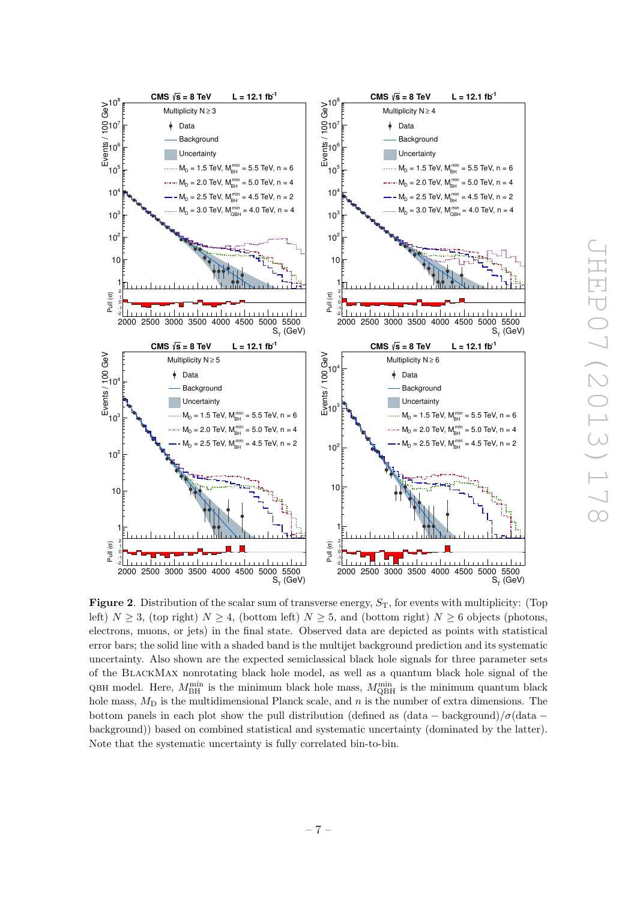**Figure 2**. Distribution of the scalar sum of transverse energy, $S_T$, for events with multiplicity: (Top left) $N \geq 3$, (top right) $N \geq 4$, (bottom left) $N \geq 5$, and (bottom right) $N \geq 6$ objects (photons, electrons, muons, or jets) in the final state. Observed data are depicted as points with statistical error bars; the solid line with a shaded band is the multijet background prediction and its systematic uncertainty. Also shown are the expected semiclassical black hole signals for three parameter sets of the BlackMax nonrotating black hole model, as well as a quantum black hole signal of the QBH model. Here, $M_{\mathrm{BH}}^{\min}$ is the minimum black hole mass, $M_{\mathrm{QBH}}^{\min}$ is the minimum quantum black hole mass, $M_{\mathrm{D}}$ is the multidimensional Planck scale, and $n$ is the number of extra dimensions. The bottom panels in each plot show the pull distribution (defined as (data − background)/$\sigma$(data − background)) based on combined statistical and systematic uncertainty (dominated by the latter). Note that the systematic uncertainty is fully correlated bin-to-bin.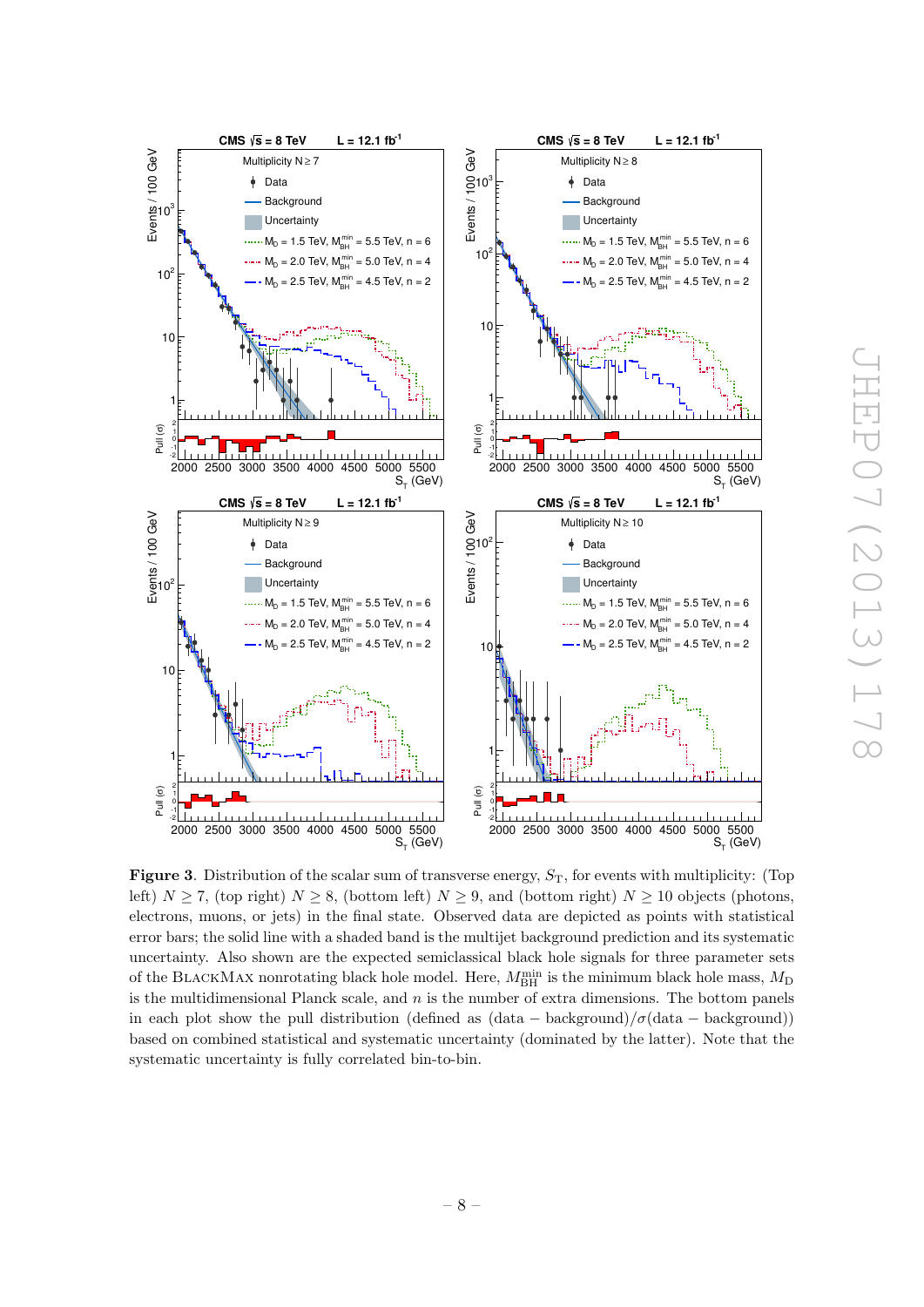**Figure 3**. Distribution of the scalar sum of transverse energy, $S_T$, for events with multiplicity: (Top left) $N \geq 7$, (top right) $N \geq 8$, (bottom left) $N \geq 9$, and (bottom right) $N \geq 10$ objects (photons, electrons, muons, or jets) in the final state. Observed data are depicted as points with statistical error bars; the solid line with a shaded band is the multijet background prediction and its systematic uncertainty. Also shown are the expected semiclassical black hole signals for three parameter sets of the BlackMax nonrotating black hole model. Here, $M_{\rm BH}^{\rm min}$ is the minimum black hole mass, $M_{\rm D}$ is the multidimensional Planck scale, and $n$ is the number of extra dimensions. The bottom panels in each plot show the pull distribution (defined as (data − background)/$\sigma$(data − background)) based on combined statistical and systematic uncertainty (dominated by the latter). Note that the systematic uncertainty is fully correlated bin-to-bin.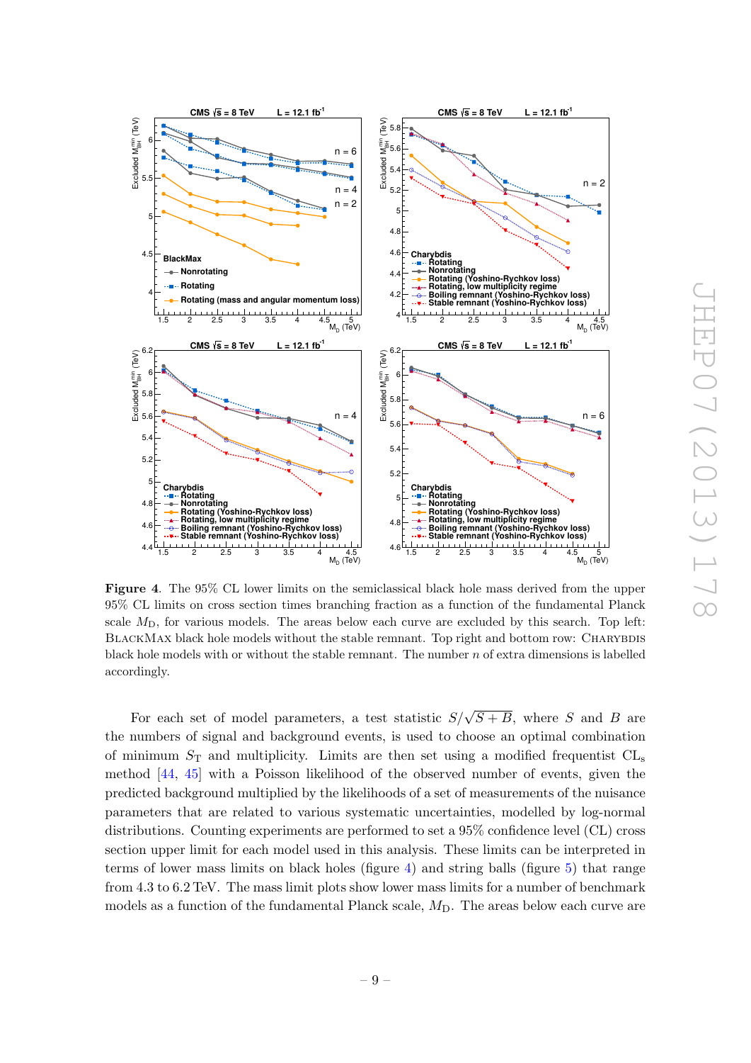**Figure 4**. The 95% CL lower limits on the semiclassical black hole mass derived from the upper 95% CL limits on cross section times branching fraction as a function of the fundamental Planck scale $M_D$, for various models. The areas below each curve are excluded by this search. Top left: BlackMax black hole models without the stable remnant. Top right and bottom row: Charybdis black hole models with or without the stable remnant. The number $n$ of extra dimensions is labelled accordingly.

For each set of model parameters, a test statistic $S/\sqrt{S+B}$, where $S$ and $B$ are the numbers of signal and background events, is used to choose an optimal combination of minimum $S_T$ and multiplicity. Limits are then set using a modified frequentist $CL_s$ method [44, 45] with a Poisson likelihood of the observed number of events, given the predicted background multiplied by the likelihoods of a set of measurements of the nuisance parameters that are related to various systematic uncertainties, modelled by log-normal distributions. Counting experiments are performed to set a 95% confidence level (CL) cross section upper limit for each model used in this analysis. These limits can be interpreted in terms of lower mass limits on black holes (figure 4) and string balls (figure 5) that range from 4.3 to 6.2 TeV. The mass limit plots show lower mass limits for a number of benchmark models as a function of the fundamental Planck scale, $M_D$. The areas below each curve are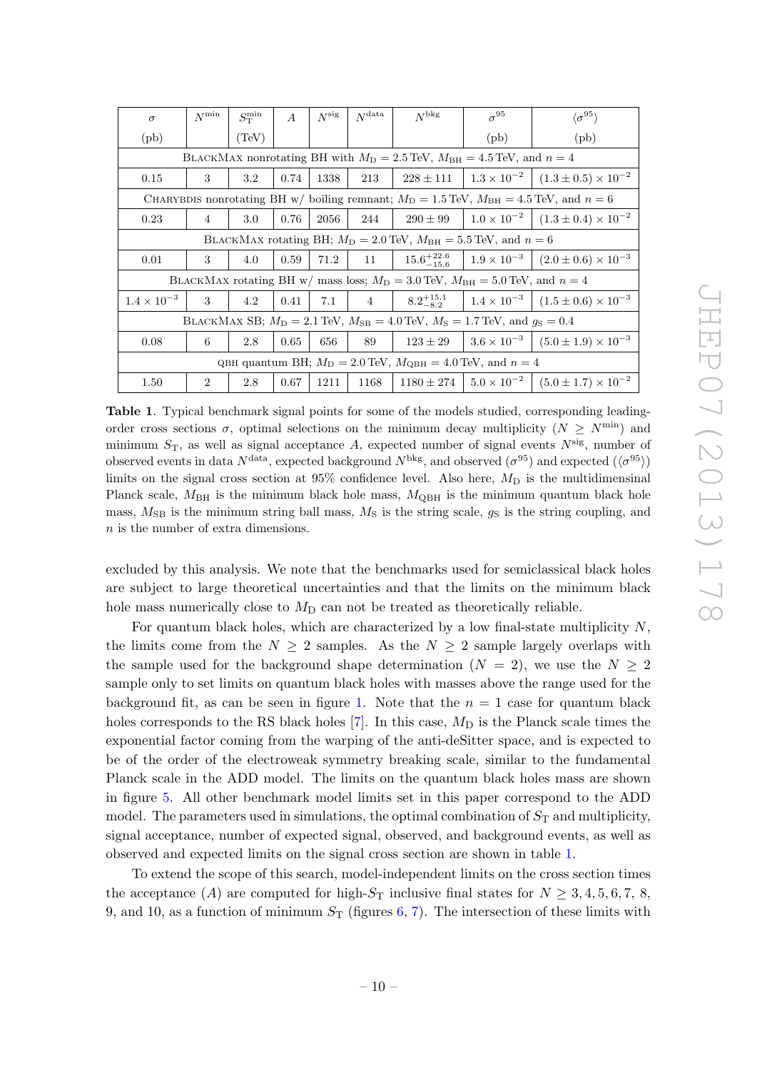| $\sigma$ (pb) | $N^{\min}$ | $S_T^{\min}$ (TeV) | $A$ | $N^{\rm sig}$ | $N^{\rm data}$ | $N^{\rm bkg}$ | $\sigma^{95}$ (pb) | $\langle\sigma^{95}\rangle$ (pb) |
|---|---|---|---|---|---|---|---|---|
| BlackMax nonrotating BH with $M_D = 2.5$ TeV, $M_{BH} = 4.5$ TeV, and $n = 4$ | | | | | | | | |
| 0.15 | 3 | 3.2 | 0.74 | 1338 | 213 | $228 \pm 111$ | $1.3 \times 10^{-2}$ | $(1.3 \pm 0.5) \times 10^{-2}$ |
| Charybdis nonrotating BH w/ boiling remnant; $M_D = 1.5$ TeV, $M_{BH} = 4.5$ TeV, and $n = 6$ | | | | | | | | |
| 0.23 | 4 | 3.0 | 0.76 | 2056 | 244 | $290 \pm 99$ | $1.0 \times 10^{-2}$ | $(1.3 \pm 0.4) \times 10^{-2}$ |
| BlackMax rotating BH; $M_D = 2.0$ TeV, $M_{BH} = 5.5$ TeV, and $n = 6$ | | | | | | | | |
| 0.01 | 3 | 4.0 | 0.59 | 71.2 | 11 | $15.6^{+22.6}_{-15.6}$ | $1.9 \times 10^{-3}$ | $(2.0 \pm 0.6) \times 10^{-3}$ |
| BlackMax rotating BH w/ mass loss; $M_D = 3.0$ TeV, $M_{BH} = 5.0$ TeV, and $n = 4$ | | | | | | | | |
| $1.4 \times 10^{-3}$ | 3 | 4.2 | 0.41 | 7.1 | 4 | $8.2^{+15.1}_{-8.2}$ | $1.4 \times 10^{-3}$ | $(1.5 \pm 0.6) \times 10^{-3}$ |
| BlackMax SB; $M_D = 2.1$ TeV, $M_{SB} = 4.0$ TeV, $M_S = 1.7$ TeV, and $g_S = 0.4$ | | | | | | | | |
| 0.08 | 6 | 2.8 | 0.65 | 656 | 89 | $123 \pm 29$ | $3.6 \times 10^{-3}$ | $(5.0 \pm 1.9) \times 10^{-3}$ |
| QBH quantum BH; $M_D = 2.0$ TeV, $M_{QBH} = 4.0$ TeV, and $n = 4$ | | | | | | | | |
| 1.50 | 2 | 2.8 | 0.67 | 1211 | 1168 | $1180 \pm 274$ | $5.0 \times 10^{-2}$ | $(5.0 \pm 1.7) \times 10^{-2}$ |

**Table 1**. Typical benchmark signal points for some of the models studied, corresponding leading-order cross sections $\sigma$, optimal selections on the minimum decay multiplicity ($N \geq N^{\min}$) and minimum $S_T$, as well as signal acceptance $A$, expected number of signal events $N^{\rm sig}$, number of observed events in data $N^{\rm data}$, expected background $N^{\rm bkg}$, and observed ($\sigma^{95}$) and expected ($\langle\sigma^{95}\rangle$) limits on the signal cross section at 95% confidence level. Also here, $M_D$ is the multidimensinal Planck scale, $M_{BH}$ is the minimum black hole mass, $M_{QBH}$ is the minimum quantum black hole mass, $M_{SB}$ is the minimum string ball mass, $M_S$ is the string scale, $g_S$ is the string coupling, and $n$ is the number of extra dimensions.

excluded by this analysis. We note that the benchmarks used for semiclassical black holes are subject to large theoretical uncertainties and that the limits on the minimum black hole mass numerically close to $M_D$ can not be treated as theoretically reliable.

For quantum black holes, which are characterized by a low final-state multiplicity $N$, the limits come from the $N \geq 2$ samples. As the $N \geq 2$ sample largely overlaps with the sample used for the background shape determination ($N = 2$), we use the $N \geq 2$ sample only to set limits on quantum black holes with masses above the range used for the background fit, as can be seen in figure 1. Note that the $n = 1$ case for quantum black holes corresponds to the RS black holes [7]. In this case, $M_D$ is the Planck scale times the exponential factor coming from the warping of the anti-deSitter space, and is expected to be of the order of the electroweak symmetry breaking scale, similar to the fundamental Planck scale in the ADD model. The limits on the quantum black holes mass are shown in figure 5. All other benchmark model limits set in this paper correspond to the ADD model. The parameters used in simulations, the optimal combination of $S_T$ and multiplicity, signal acceptance, number of expected signal, observed, and background events, as well as observed and expected limits on the signal cross section are shown in table 1.

To extend the scope of this search, model-independent limits on the cross section times the acceptance ($A$) are computed for high-$S_T$ inclusive final states for $N \geq 3, 4, 5, 6, 7, 8$, 9, and 10, as a function of minimum $S_T$ (figures 6, 7). The intersection of these limits with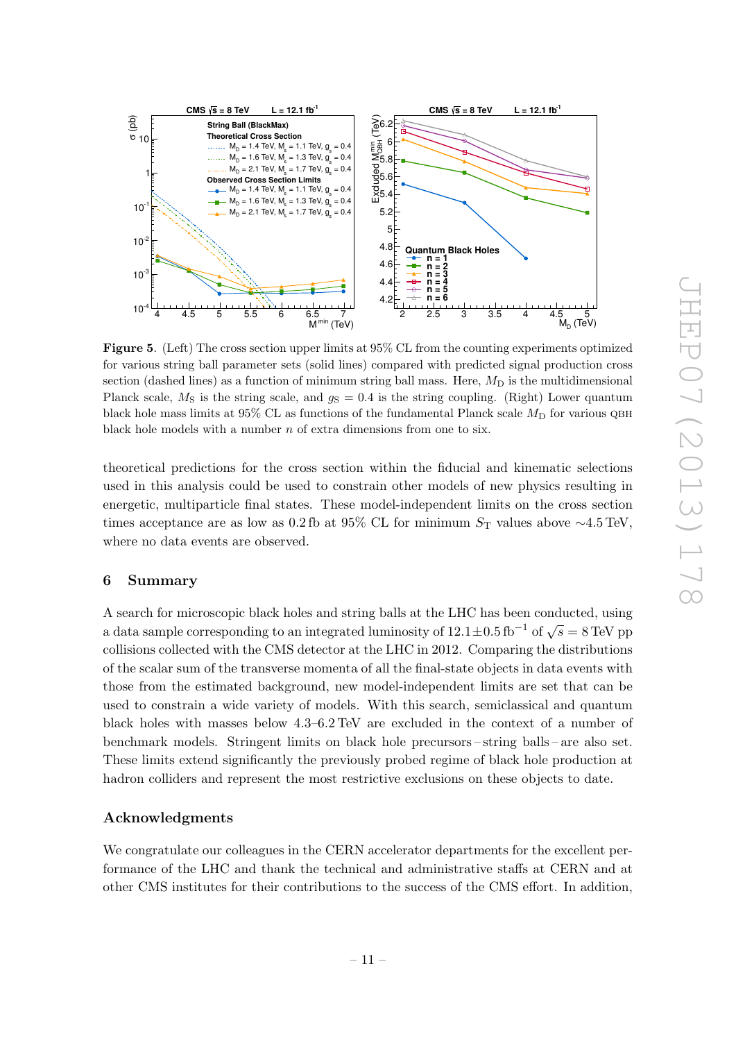**Figure 5**. (Left) The cross section upper limits at 95% CL from the counting experiments optimized for various string ball parameter sets (solid lines) compared with predicted signal production cross section (dashed lines) as a function of minimum string ball mass. Here, $M_\mathrm{D}$ is the multidimensional Planck scale, $M_\mathrm{S}$ is the string scale, and $g_\mathrm{S} = 0.4$ is the string coupling. (Right) Lower quantum black hole mass limits at 95% CL as functions of the fundamental Planck scale $M_\mathrm{D}$ for various QBH black hole models with a number $n$ of extra dimensions from one to six.

theoretical predictions for the cross section within the fiducial and kinematic selections used in this analysis could be used to constrain other models of new physics resulting in energetic, multiparticle final states. These model-independent limits on the cross section times acceptance are as low as 0.2 fb at 95% CL for minimum $S_\mathrm{T}$ values above $\sim$4.5 TeV, where no data events are observed.

## 6 Summary

A search for microscopic black holes and string balls at the LHC has been conducted, using a data sample corresponding to an integrated luminosity of $12.1 \pm 0.5\,\mathrm{fb}^{-1}$ of $\sqrt{s} = 8\,\mathrm{TeV}$ pp collisions collected with the CMS detector at the LHC in 2012. Comparing the distributions of the scalar sum of the transverse momenta of all the final-state objects in data events with those from the estimated background, new model-independent limits are set that can be used to constrain a wide variety of models. With this search, semiclassical and quantum black holes with masses below 4.3–6.2 TeV are excluded in the context of a number of benchmark models. Stringent limits on black hole precursors – string balls – are also set. These limits extend significantly the previously probed regime of black hole production at hadron colliders and represent the most restrictive exclusions on these objects to date.

## Acknowledgments

We congratulate our colleagues in the CERN accelerator departments for the excellent performance of the LHC and thank the technical and administrative staffs at CERN and at other CMS institutes for their contributions to the success of the CMS effort. In addition,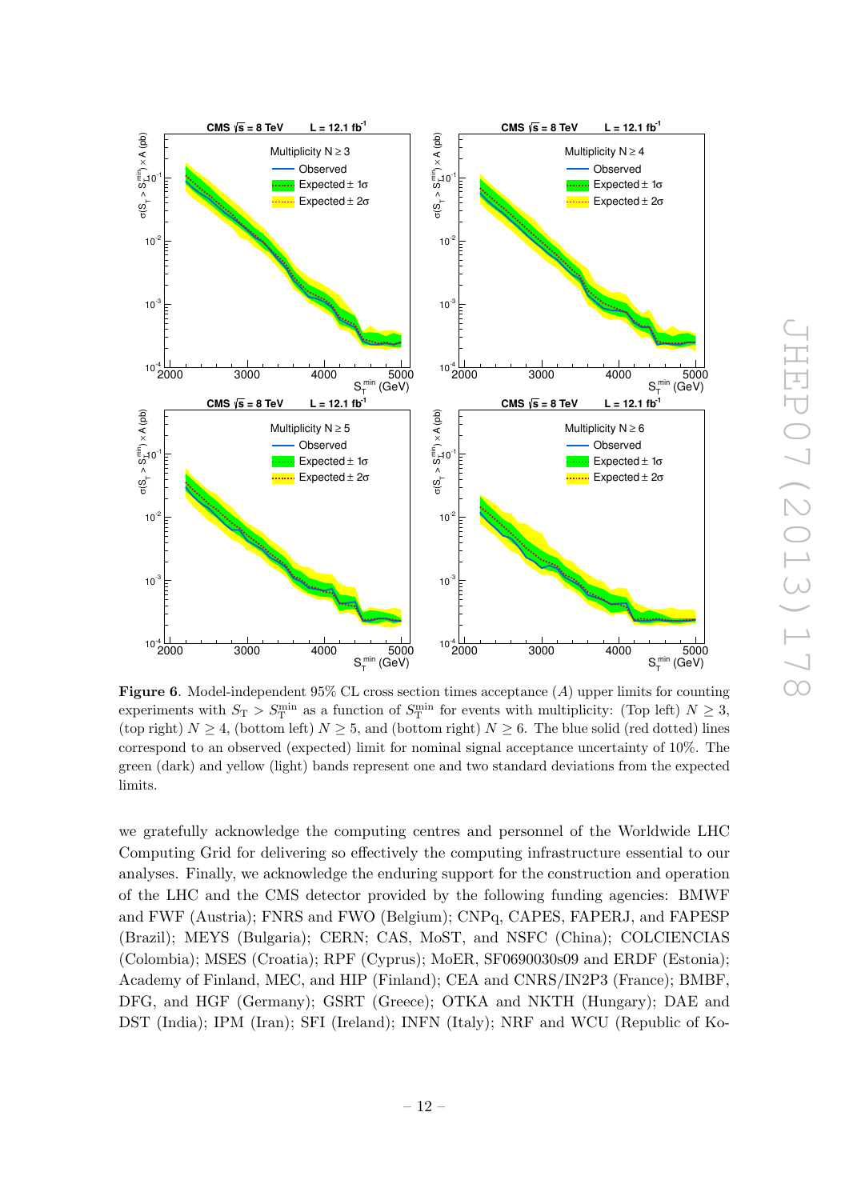**Figure 6**. Model-independent 95% CL cross section times acceptance ($A$) upper limits for counting experiments with $S_{\mathrm{T}} > S_{\mathrm{T}}^{\mathrm{min}}$ as a function of $S_{\mathrm{T}}^{\mathrm{min}}$ for events with multiplicity: (Top left) $N \geq 3$, (top right) $N \geq 4$, (bottom left) $N \geq 5$, and (bottom right) $N \geq 6$. The blue solid (red dotted) lines correspond to an observed (expected) limit for nominal signal acceptance uncertainty of 10%. The green (dark) and yellow (light) bands represent one and two standard deviations from the expected limits.

we gratefully acknowledge the computing centres and personnel of the Worldwide LHC Computing Grid for delivering so effectively the computing infrastructure essential to our analyses. Finally, we acknowledge the enduring support for the construction and operation of the LHC and the CMS detector provided by the following funding agencies: BMWF and FWF (Austria); FNRS and FWO (Belgium); CNPq, CAPES, FAPERJ, and FAPESP (Brazil); MEYS (Bulgaria); CERN; CAS, MoST, and NSFC (China); COLCIENCIAS (Colombia); MSES (Croatia); RPF (Cyprus); MoER, SF0690030s09 and ERDF (Estonia); Academy of Finland, MEC, and HIP (Finland); CEA and CNRS/IN2P3 (France); BMBF, DFG, and HGF (Germany); GSRT (Greece); OTKA and NKTH (Hungary); DAE and DST (India); IPM (Iran); SFI (Ireland); INFN (Italy); NRF and WCU (Republic of Ko-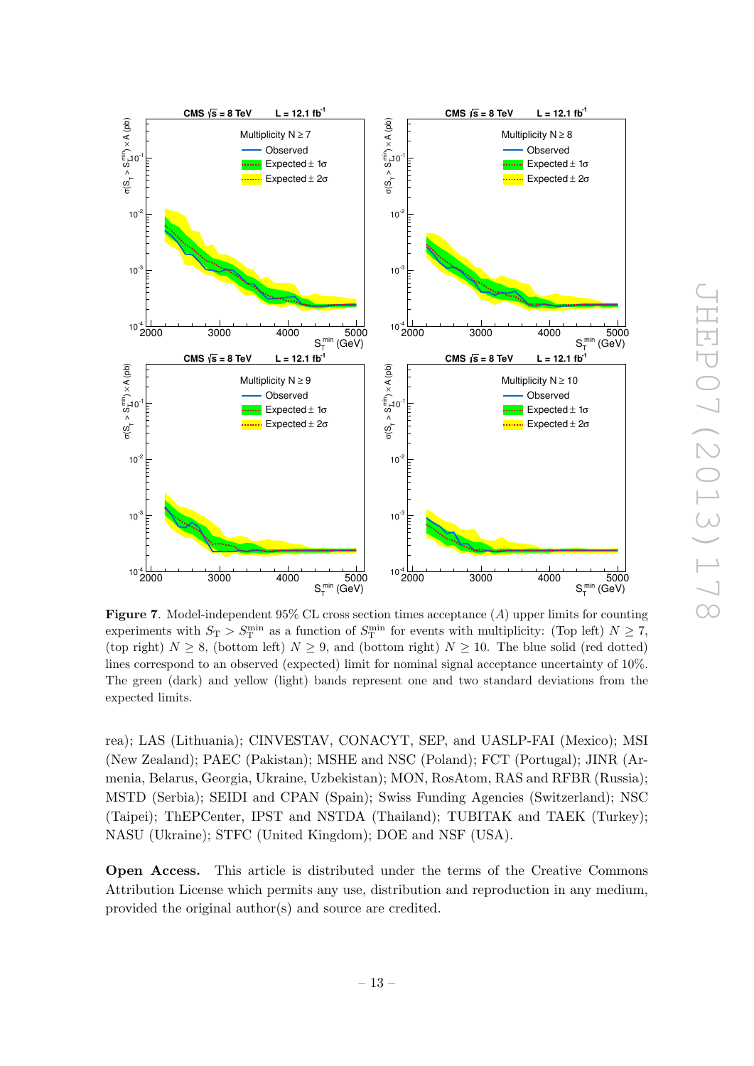**Figure 7**. Model-independent 95% CL cross section times acceptance ($A$) upper limits for counting experiments with $S_{\mathrm{T}} > S_{\mathrm{T}}^{\min}$ as a function of $S_{\mathrm{T}}^{\min}$ for events with multiplicity: (Top left) $N \geq 7$, (top right) $N \geq 8$, (bottom left) $N \geq 9$, and (bottom right) $N \geq 10$. The blue solid (red dotted) lines correspond to an observed (expected) limit for nominal signal acceptance uncertainty of 10%. The green (dark) and yellow (light) bands represent one and two standard deviations from the expected limits.

rea); LAS (Lithuania); CINVESTAV, CONACYT, SEP, and UASLP-FAI (Mexico); MSI (New Zealand); PAEC (Pakistan); MSHE and NSC (Poland); FCT (Portugal); JINR (Armenia, Belarus, Georgia, Ukraine, Uzbekistan); MON, RosAtom, RAS and RFBR (Russia); MSTD (Serbia); SEIDI and CPAN (Spain); Swiss Funding Agencies (Switzerland); NSC (Taipei); ThEPCenter, IPST and NSTDA (Thailand); TUBITAK and TAEK (Turkey); NASU (Ukraine); STFC (United Kingdom); DOE and NSF (USA).

**Open Access.** This article is distributed under the terms of the Creative Commons Attribution License which permits any use, distribution and reproduction in any medium, provided the original author(s) and source are credited.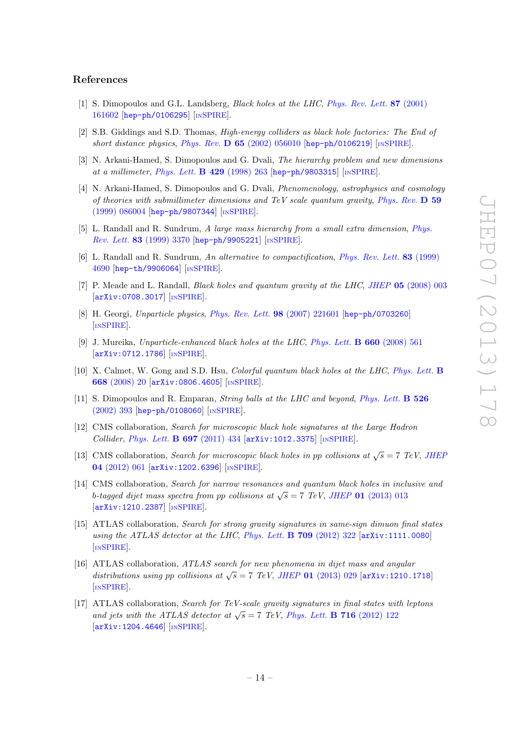## References

[1] S. Dimopoulos and G.L. Landsberg, *Black holes at the LHC*, Phys. Rev. Lett. **87** (2001) 161602 [hep-ph/0106295] [INSPIRE].

[2] S.B. Giddings and S.D. Thomas, *High-energy colliders as black hole factories: The End of short distance physics*, Phys. Rev. **D 65** (2002) 056010 [hep-ph/0106219] [INSPIRE].

[3] N. Arkani-Hamed, S. Dimopoulos and G. Dvali, *The hierarchy problem and new dimensions at a millimeter*, Phys. Lett. **B 429** (1998) 263 [hep-ph/9803315] [INSPIRE].

[4] N. Arkani-Hamed, S. Dimopoulos and G. Dvali, *Phenomenology, astrophysics and cosmology of theories with submillimeter dimensions and TeV scale quantum gravity*, Phys. Rev. **D 59** (1999) 086004 [hep-ph/9807344] [INSPIRE].

[5] L. Randall and R. Sundrum, *A large mass hierarchy from a small extra dimension*, Phys. Rev. Lett. **83** (1999) 3370 [hep-ph/9905221] [INSPIRE].

[6] L. Randall and R. Sundrum, *An alternative to compactification*, Phys. Rev. Lett. **83** (1999) 4690 [hep-th/9906064] [INSPIRE].

[7] P. Meade and L. Randall, *Black holes and quantum gravity at the LHC*, JHEP **05** (2008) 003 [arXiv:0708.3017] [INSPIRE].

[8] H. Georgi, *Unparticle physics*, Phys. Rev. Lett. **98** (2007) 221601 [hep-ph/0703260] [INSPIRE].

[9] J. Mureika, *Unparticle-enhanced black holes at the LHC*, Phys. Lett. **B 660** (2008) 561 [arXiv:0712.1786] [INSPIRE].

[10] X. Calmet, W. Gong and S.D. Hsu, *Colorful quantum black holes at the LHC*, Phys. Lett. **B 668** (2008) 20 [arXiv:0806.4605] [INSPIRE].

[11] S. Dimopoulos and R. Emparan, *String balls at the LHC and beyond*, Phys. Lett. **B 526** (2002) 393 [hep-ph/0108060] [INSPIRE].

[12] CMS collaboration, *Search for microscopic black hole signatures at the Large Hadron Collider*, Phys. Lett. **B 697** (2011) 434 [arXiv:1012.3375] [INSPIRE].

[13] CMS collaboration, *Search for microscopic black holes in pp collisions at $\sqrt{s} = 7$ TeV*, JHEP **04** (2012) 061 [arXiv:1202.6396] [INSPIRE].

[14] CMS collaboration, *Search for narrow resonances and quantum black holes in inclusive and b-tagged dijet mass spectra from pp collisions at $\sqrt{s} = 7$ TeV*, JHEP **01** (2013) 013 [arXiv:1210.2387] [INSPIRE].

[15] ATLAS collaboration, *Search for strong gravity signatures in same-sign dimuon final states using the ATLAS detector at the LHC*, Phys. Lett. **B 709** (2012) 322 [arXiv:1111.0080] [INSPIRE].

[16] ATLAS collaboration, *ATLAS search for new phenomena in dijet mass and angular distributions using pp collisions at $\sqrt{s} = 7$ TeV*, JHEP **01** (2013) 029 [arXiv:1210.1718] [INSPIRE].

[17] ATLAS collaboration, *Search for TeV-scale gravity signatures in final states with leptons and jets with the ATLAS detector at $\sqrt{s} = 7$ TeV*, Phys. Lett. **B 716** (2012) 122 [arXiv:1204.4646] [INSPIRE].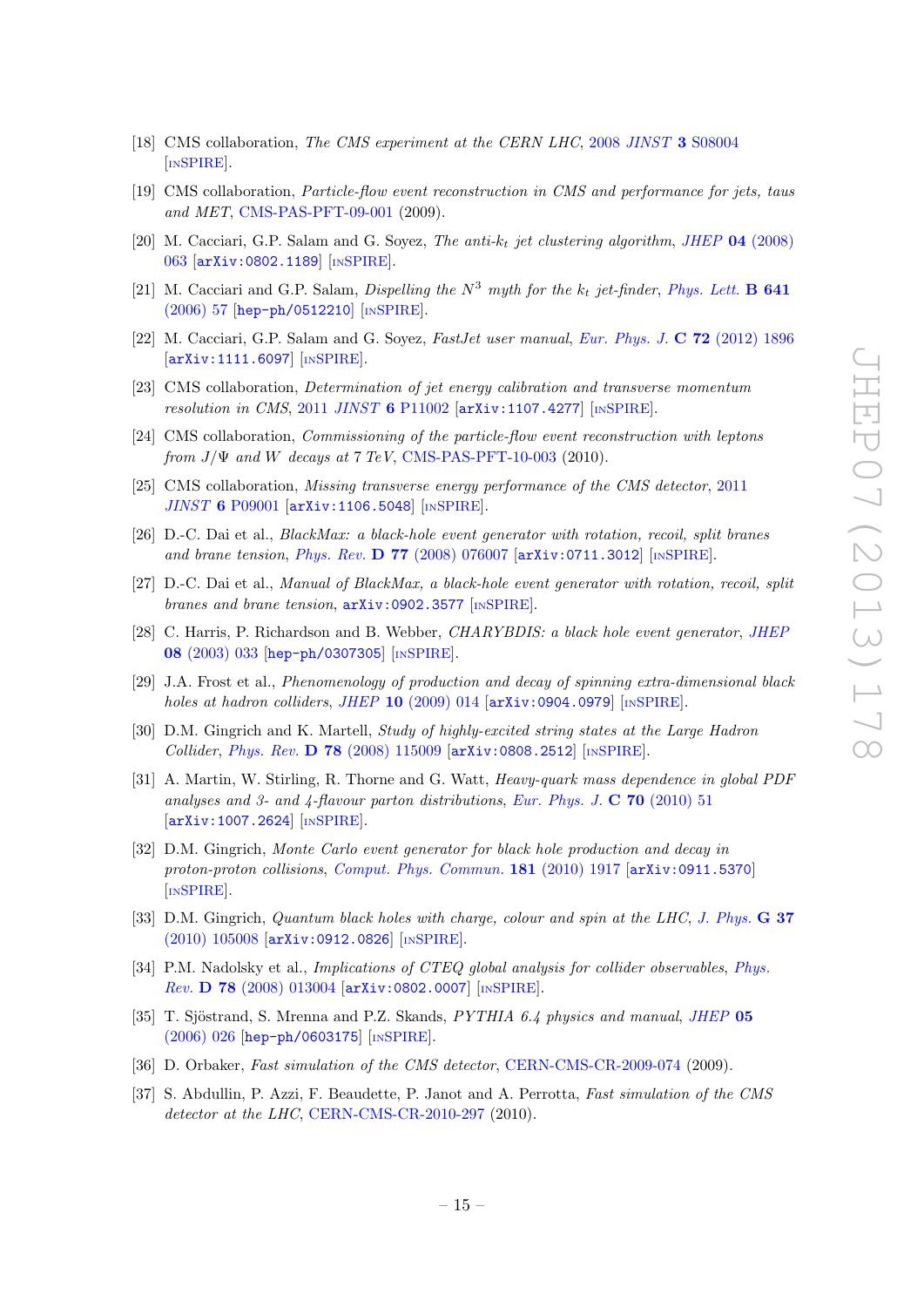[18] CMS collaboration, *The CMS experiment at the CERN LHC*, 2008 *JINST* **3** S08004 [INSPIRE].

[19] CMS collaboration, *Particle-flow event reconstruction in CMS and performance for jets, taus and MET*, CMS-PAS-PFT-09-001 (2009).

[20] M. Cacciari, G.P. Salam and G. Soyez, *The anti-$k_t$ jet clustering algorithm*, *JHEP* **04** (2008) 063 [arXiv:0802.1189] [INSPIRE].

[21] M. Cacciari and G.P. Salam, *Dispelling the $N^3$ myth for the $k_t$ jet-finder*, *Phys. Lett.* **B 641** (2006) 57 [hep-ph/0512210] [INSPIRE].

[22] M. Cacciari, G.P. Salam and G. Soyez, *FastJet user manual*, *Eur. Phys. J.* **C 72** (2012) 1896 [arXiv:1111.6097] [INSPIRE].

[23] CMS collaboration, *Determination of jet energy calibration and transverse momentum resolution in CMS*, 2011 *JINST* **6** P11002 [arXiv:1107.4277] [INSPIRE].

[24] CMS collaboration, *Commissioning of the particle-flow event reconstruction with leptons from $J/\Psi$ and W decays at 7 TeV*, CMS-PAS-PFT-10-003 (2010).

[25] CMS collaboration, *Missing transverse energy performance of the CMS detector*, 2011 *JINST* **6** P09001 [arXiv:1106.5048] [INSPIRE].

[26] D.-C. Dai et al., *BlackMax: a black-hole event generator with rotation, recoil, split branes and brane tension*, *Phys. Rev.* **D 77** (2008) 076007 [arXiv:0711.3012] [INSPIRE].

[27] D.-C. Dai et al., *Manual of BlackMax, a black-hole event generator with rotation, recoil, split branes and brane tension*, arXiv:0902.3577 [INSPIRE].

[28] C. Harris, P. Richardson and B. Webber, *CHARYBDIS: a black hole event generator*, *JHEP* **08** (2003) 033 [hep-ph/0307305] [INSPIRE].

[29] J.A. Frost et al., *Phenomenology of production and decay of spinning extra-dimensional black holes at hadron colliders*, *JHEP* **10** (2009) 014 [arXiv:0904.0979] [INSPIRE].

[30] D.M. Gingrich and K. Martell, *Study of highly-excited string states at the Large Hadron Collider*, *Phys. Rev.* **D 78** (2008) 115009 [arXiv:0808.2512] [INSPIRE].

[31] A. Martin, W. Stirling, R. Thorne and G. Watt, *Heavy-quark mass dependence in global PDF analyses and 3- and 4-flavour parton distributions*, *Eur. Phys. J.* **C 70** (2010) 51 [arXiv:1007.2624] [INSPIRE].

[32] D.M. Gingrich, *Monte Carlo event generator for black hole production and decay in proton-proton collisions*, *Comput. Phys. Commun.* **181** (2010) 1917 [arXiv:0911.5370] [INSPIRE].

[33] D.M. Gingrich, *Quantum black holes with charge, colour and spin at the LHC*, *J. Phys.* **G 37** (2010) 105008 [arXiv:0912.0826] [INSPIRE].

[34] P.M. Nadolsky et al., *Implications of CTEQ global analysis for collider observables*, *Phys. Rev.* **D 78** (2008) 013004 [arXiv:0802.0007] [INSPIRE].

[35] T. Sjöstrand, S. Mrenna and P.Z. Skands, *PYTHIA 6.4 physics and manual*, *JHEP* **05** (2006) 026 [hep-ph/0603175] [INSPIRE].

[36] D. Orbaker, *Fast simulation of the CMS detector*, CERN-CMS-CR-2009-074 (2009).

[37] S. Abdullin, P. Azzi, F. Beaudette, P. Janot and A. Perrotta, *Fast simulation of the CMS detector at the LHC*, CERN-CMS-CR-2010-297 (2010).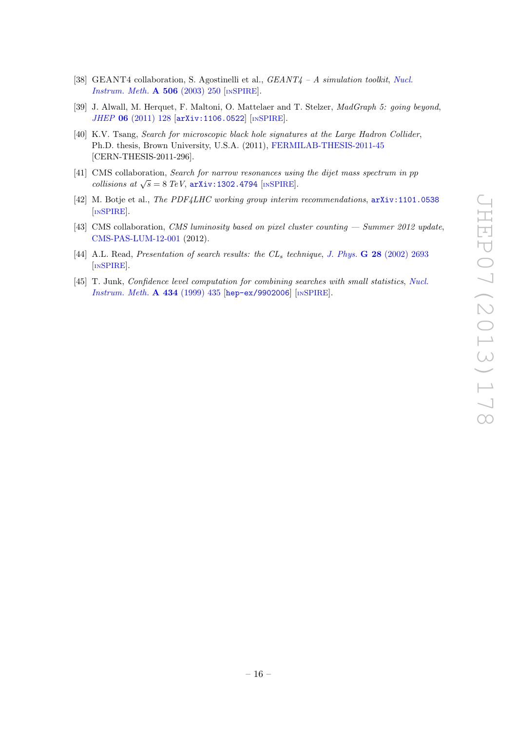[38] GEANT4 collaboration, S. Agostinelli et al., *GEANT4 – A simulation toolkit*, *Nucl. Instrum. Meth.* **A 506** (2003) 250 [INSPIRE].

[39] J. Alwall, M. Herquet, F. Maltoni, O. Mattelaer and T. Stelzer, *MadGraph 5: going beyond*, *JHEP* **06** (2011) 128 [arXiv:1106.0522] [INSPIRE].

[40] K.V. Tsang, *Search for microscopic black hole signatures at the Large Hadron Collider*, Ph.D. thesis, Brown University, U.S.A. (2011), FERMILAB-THESIS-2011-45 [CERN-THESIS-2011-296].

[41] CMS collaboration, *Search for narrow resonances using the dijet mass spectrum in pp collisions at* $\sqrt{s} = 8$ *TeV*, arXiv:1302.4794 [INSPIRE].

[42] M. Botje et al., *The PDF4LHC working group interim recommendations*, arXiv:1101.0538 [INSPIRE].

[43] CMS collaboration, *CMS luminosity based on pixel cluster counting — Summer 2012 update*, CMS-PAS-LUM-12-001 (2012).

[44] A.L. Read, *Presentation of search results: the* $CL_s$ *technique*, *J. Phys.* **G 28** (2002) 2693 [INSPIRE].

[45] T. Junk, *Confidence level computation for combining searches with small statistics*, *Nucl. Instrum. Meth.* **A 434** (1999) 435 [hep-ex/9902006] [INSPIRE].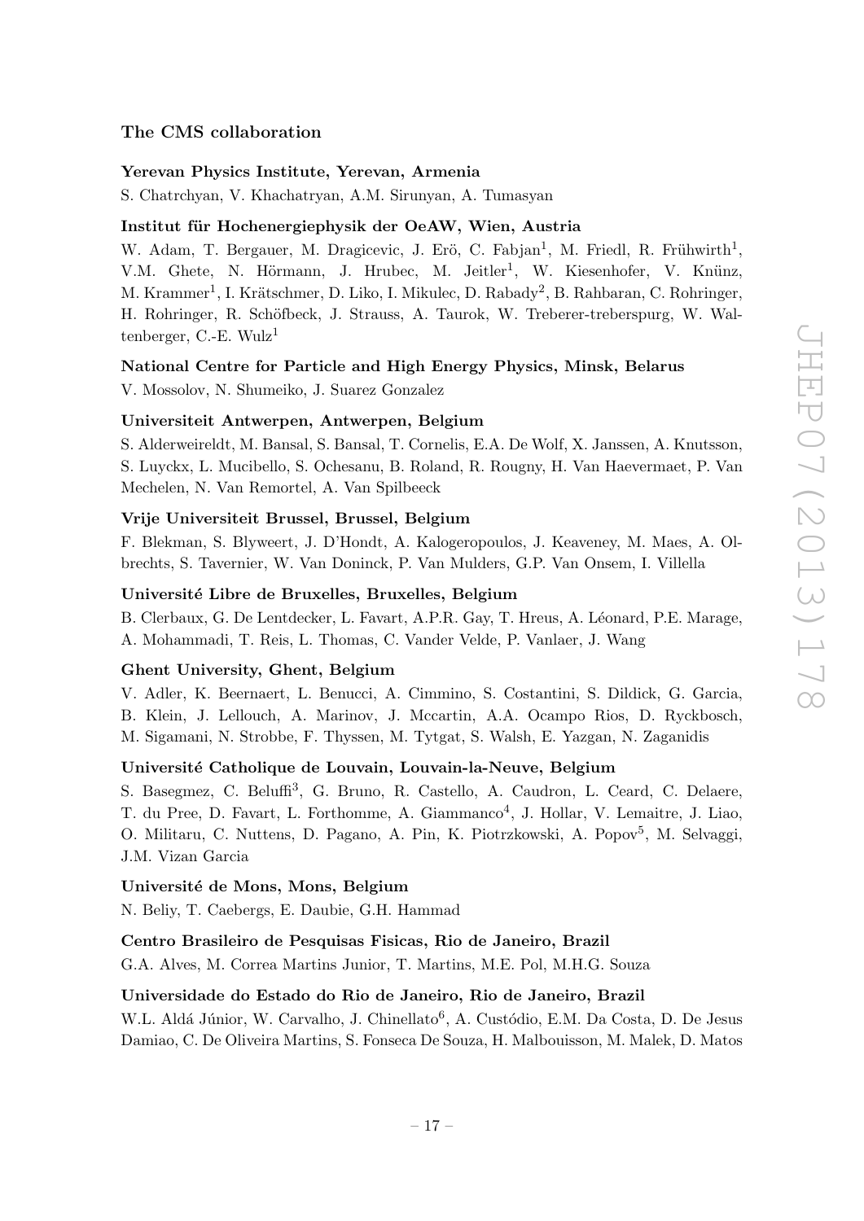## The CMS collaboration

**Yerevan Physics Institute, Yerevan, Armenia**

S. Chatrchyan, V. Khachatryan, A.M. Sirunyan, A. Tumasyan

**Institut für Hochenergiephysik der OeAW, Wien, Austria**

W. Adam, T. Bergauer, M. Dragicevic, J. Erö, C. Fabjan[1], M. Friedl, R. Frühwirth[1], V.M. Ghete, N. Hörmann, J. Hrubec, M. Jeitler[1], W. Kiesenhofer, V. Knünz, M. Krammer[1], I. Krätschmer, D. Liko, I. Mikulec, D. Rabady[2], B. Rahbaran, C. Rohringer, H. Rohringer, R. Schöfbeck, J. Strauss, A. Taurok, W. Treberer-treberspurg, W. Waltenberger, C.-E. Wulz[1]

**National Centre for Particle and High Energy Physics, Minsk, Belarus**

V. Mossolov, N. Shumeiko, J. Suarez Gonzalez

**Universiteit Antwerpen, Antwerpen, Belgium**

S. Alderweireldt, M. Bansal, S. Bansal, T. Cornelis, E.A. De Wolf, X. Janssen, A. Knutsson, S. Luyckx, L. Mucibello, S. Ochesanu, B. Roland, R. Rougny, H. Van Haevermaet, P. Van Mechelen, N. Van Remortel, A. Van Spilbeeck

**Vrije Universiteit Brussel, Brussel, Belgium**

F. Blekman, S. Blyweert, J. D'Hondt, A. Kalogeropoulos, J. Keaveney, M. Maes, A. Olbrechts, S. Tavernier, W. Van Doninck, P. Van Mulders, G.P. Van Onsem, I. Villella

**Université Libre de Bruxelles, Bruxelles, Belgium**

B. Clerbaux, G. De Lentdecker, L. Favart, A.P.R. Gay, T. Hreus, A. Léonard, P.E. Marage, A. Mohammadi, T. Reis, L. Thomas, C. Vander Velde, P. Vanlaer, J. Wang

**Ghent University, Ghent, Belgium**

V. Adler, K. Beernaert, L. Benucci, A. Cimmino, S. Costantini, S. Dildick, G. Garcia, B. Klein, J. Lellouch, A. Marinov, J. Mccartin, A.A. Ocampo Rios, D. Ryckbosch, M. Sigamani, N. Strobbe, F. Thyssen, M. Tytgat, S. Walsh, E. Yazgan, N. Zaganidis

**Université Catholique de Louvain, Louvain-la-Neuve, Belgium**

S. Basegmez, C. Beluffi[3], G. Bruno, R. Castello, A. Caudron, L. Ceard, C. Delaere, T. du Pree, D. Favart, L. Forthomme, A. Giammanco[4], J. Hollar, V. Lemaitre, J. Liao, O. Militaru, C. Nuttens, D. Pagano, A. Pin, K. Piotrzkowski, A. Popov[5], M. Selvaggi, J.M. Vizan Garcia

**Université de Mons, Mons, Belgium**

N. Beliy, T. Caebergs, E. Daubie, G.H. Hammad

**Centro Brasileiro de Pesquisas Fisicas, Rio de Janeiro, Brazil**

G.A. Alves, M. Correa Martins Junior, T. Martins, M.E. Pol, M.H.G. Souza

**Universidade do Estado do Rio de Janeiro, Rio de Janeiro, Brazil**

W.L. Aldá Júnior, W. Carvalho, J. Chinellato[6], A. Custódio, E.M. Da Costa, D. De Jesus Damiao, C. De Oliveira Martins, S. Fonseca De Souza, H. Malbouisson, M. Malek, D. Matos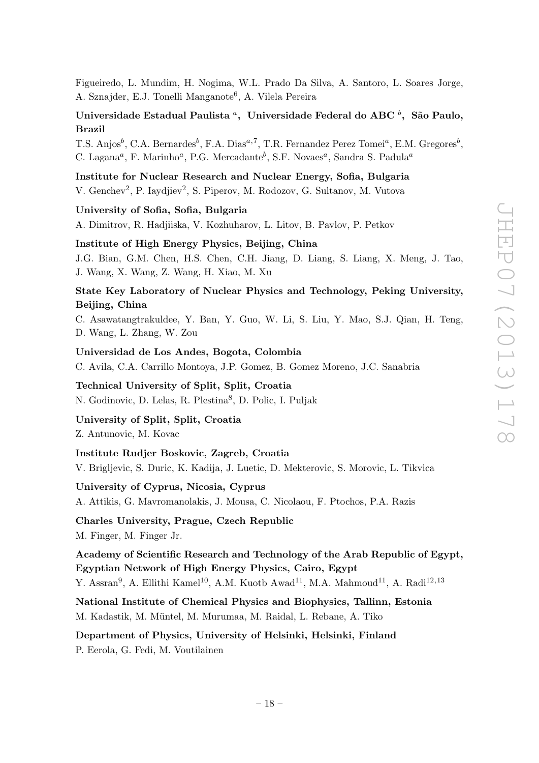Figueiredo, L. Mundim, H. Nogima, W.L. Prado Da Silva, A. Santoro, L. Soares Jorge, A. Sznajder, E.J. Tonelli Manganote[6], A. Vilela Pereira

**Universidade Estadual Paulista [a], Universidade Federal do ABC [b], São Paulo, Brazil**

T.S. Anjos[b], C.A. Bernardes[b], F.A. Dias[a,7], T.R. Fernandez Perez Tomei[a], E.M. Gregores[b], C. Lagana[a], F. Marinho[a], P.G. Mercadante[b], S.F. Novaes[a], Sandra S. Padula[a]

**Institute for Nuclear Research and Nuclear Energy, Sofia, Bulgaria**

V. Genchev[2], P. Iaydjiev[2], S. Piperov, M. Rodozov, G. Sultanov, M. Vutova

**University of Sofia, Sofia, Bulgaria**

A. Dimitrov, R. Hadjiiska, V. Kozhuharov, L. Litov, B. Pavlov, P. Petkov

**Institute of High Energy Physics, Beijing, China**

J.G. Bian, G.M. Chen, H.S. Chen, C.H. Jiang, D. Liang, S. Liang, X. Meng, J. Tao, J. Wang, X. Wang, Z. Wang, H. Xiao, M. Xu

**State Key Laboratory of Nuclear Physics and Technology, Peking University, Beijing, China**

C. Asawatangtrakuldee, Y. Ban, Y. Guo, W. Li, S. Liu, Y. Mao, S.J. Qian, H. Teng, D. Wang, L. Zhang, W. Zou

**Universidad de Los Andes, Bogota, Colombia**

C. Avila, C.A. Carrillo Montoya, J.P. Gomez, B. Gomez Moreno, J.C. Sanabria

**Technical University of Split, Split, Croatia**

N. Godinovic, D. Lelas, R. Plestina[8], D. Polic, I. Puljak

**University of Split, Split, Croatia**

Z. Antunovic, M. Kovac

**Institute Rudjer Boskovic, Zagreb, Croatia**

V. Brigljevic, S. Duric, K. Kadija, J. Luetic, D. Mekterovic, S. Morovic, L. Tikvica

**University of Cyprus, Nicosia, Cyprus**

A. Attikis, G. Mavromanolakis, J. Mousa, C. Nicolaou, F. Ptochos, P.A. Razis

**Charles University, Prague, Czech Republic**

M. Finger, M. Finger Jr.

**Academy of Scientific Research and Technology of the Arab Republic of Egypt, Egyptian Network of High Energy Physics, Cairo, Egypt**

Y. Assran[9], A. Ellithi Kamel[10], A.M. Kuotb Awad[11], M.A. Mahmoud[11], A. Radi[12,13]

**National Institute of Chemical Physics and Biophysics, Tallinn, Estonia**

M. Kadastik, M. Müntel, M. Murumaa, M. Raidal, L. Rebane, A. Tiko

**Department of Physics, University of Helsinki, Helsinki, Finland**

P. Eerola, G. Fedi, M. Voutilainen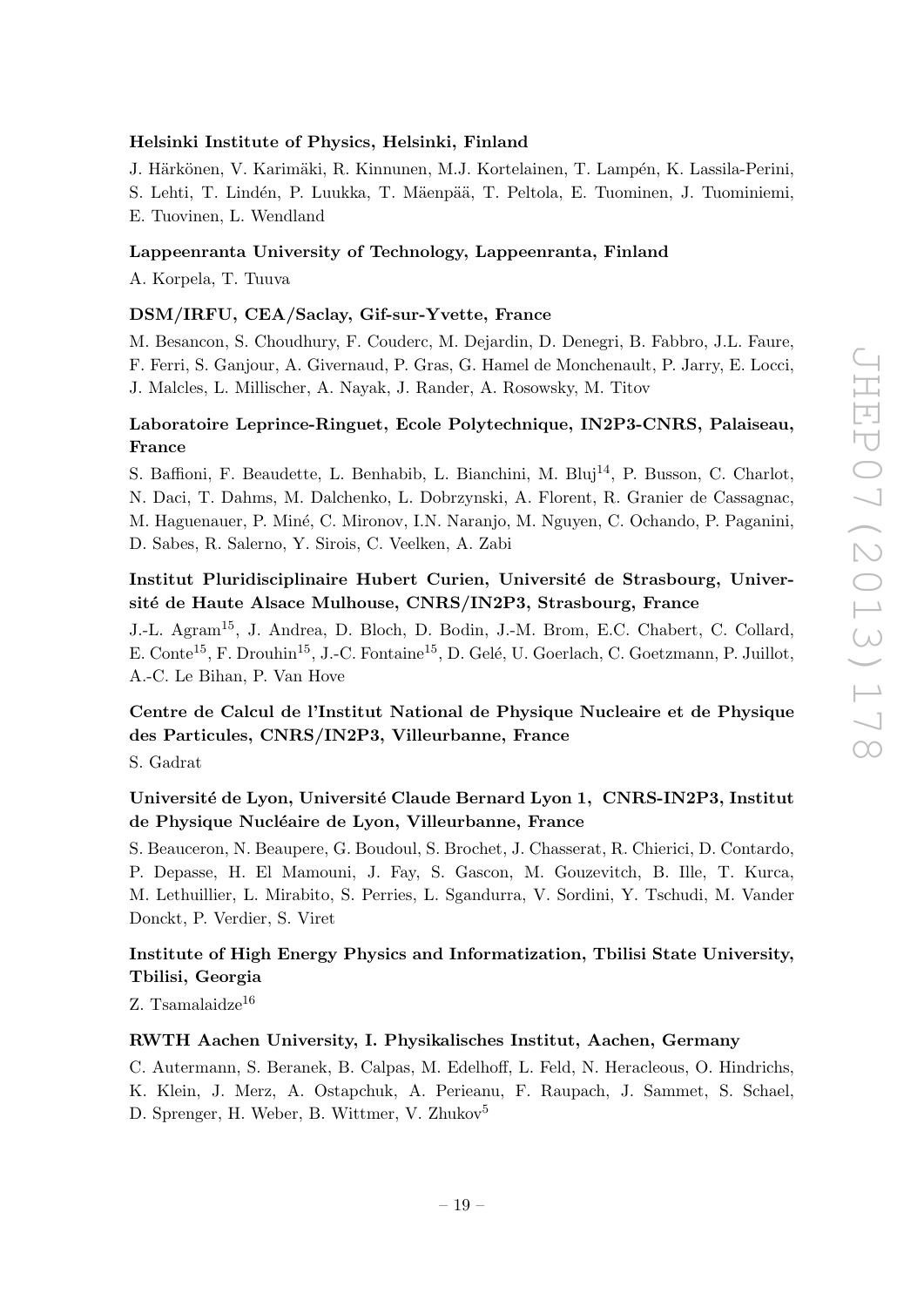**Helsinki Institute of Physics, Helsinki, Finland**

J. Härkönen, V. Karimäki, R. Kinnunen, M.J. Kortelainen, T. Lampén, K. Lassila-Perini, S. Lehti, T. Lindén, P. Luukka, T. Mäenpää, T. Peltola, E. Tuominen, J. Tuominiemi, E. Tuovinen, L. Wendland

**Lappeenranta University of Technology, Lappeenranta, Finland**

A. Korpela, T. Tuuva

**DSM/IRFU, CEA/Saclay, Gif-sur-Yvette, France**

M. Besancon, S. Choudhury, F. Couderc, M. Dejardin, D. Denegri, B. Fabbro, J.L. Faure, F. Ferri, S. Ganjour, A. Givernaud, P. Gras, G. Hamel de Monchenault, P. Jarry, E. Locci, J. Malcles, L. Millischer, A. Nayak, J. Rander, A. Rosowsky, M. Titov

**Laboratoire Leprince-Ringuet, Ecole Polytechnique, IN2P3-CNRS, Palaiseau, France**

S. Baffioni, F. Beaudette, L. Benhabib, L. Bianchini, M. Bluj[14], P. Busson, C. Charlot, N. Daci, T. Dahms, M. Dalchenko, L. Dobrzynski, A. Florent, R. Granier de Cassagnac, M. Haguenauer, P. Miné, C. Mironov, I.N. Naranjo, M. Nguyen, C. Ochando, P. Paganini, D. Sabes, R. Salerno, Y. Sirois, C. Veelken, A. Zabi

**Institut Pluridisciplinaire Hubert Curien, Université de Strasbourg, Université de Haute Alsace Mulhouse, CNRS/IN2P3, Strasbourg, France**

J.-L. Agram[15], J. Andrea, D. Bloch, D. Bodin, J.-M. Brom, E.C. Chabert, C. Collard, E. Conte[15], F. Drouhin[15], J.-C. Fontaine[15], D. Gelé, U. Goerlach, C. Goetzmann, P. Juillot, A.-C. Le Bihan, P. Van Hove

**Centre de Calcul de l'Institut National de Physique Nucleaire et de Physique des Particules, CNRS/IN2P3, Villeurbanne, France**

S. Gadrat

**Université de Lyon, Université Claude Bernard Lyon 1, CNRS-IN2P3, Institut de Physique Nucléaire de Lyon, Villeurbanne, France**

S. Beauceron, N. Beaupere, G. Boudoul, S. Brochet, J. Chasserat, R. Chierici, D. Contardo, P. Depasse, H. El Mamouni, J. Fay, S. Gascon, M. Gouzevitch, B. Ille, T. Kurca, M. Lethuillier, L. Mirabito, S. Perries, L. Sgandurra, V. Sordini, Y. Tschudi, M. Vander Donckt, P. Verdier, S. Viret

**Institute of High Energy Physics and Informatization, Tbilisi State University, Tbilisi, Georgia**

Z. Tsamalaidze[16]

**RWTH Aachen University, I. Physikalisches Institut, Aachen, Germany**

C. Autermann, S. Beranek, B. Calpas, M. Edelhoff, L. Feld, N. Heracleous, O. Hindrichs, K. Klein, J. Merz, A. Ostapchuk, A. Perieanu, F. Raupach, J. Sammet, S. Schael, D. Sprenger, H. Weber, B. Wittmer, V. Zhukov[5]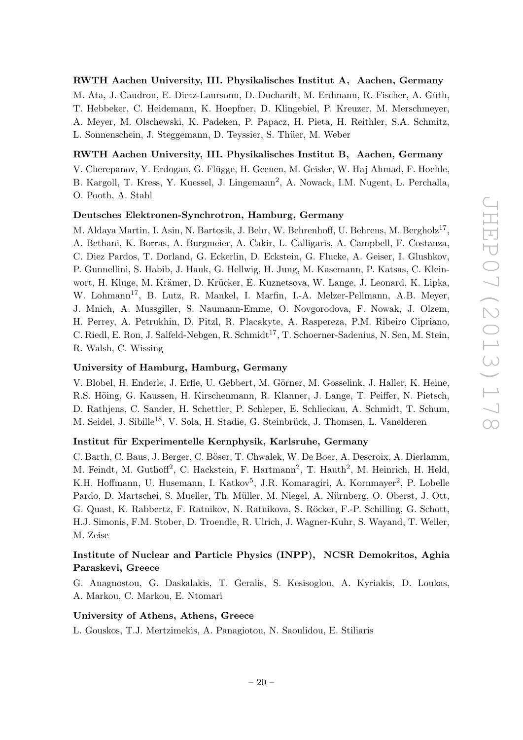**RWTH Aachen University, III. Physikalisches Institut A, Aachen, Germany**

M. Ata, J. Caudron, E. Dietz-Laursonn, D. Duchardt, M. Erdmann, R. Fischer, A. Güth, T. Hebbeker, C. Heidemann, K. Hoepfner, D. Klingebiel, P. Kreuzer, M. Merschmeyer, A. Meyer, M. Olschewski, K. Padeken, P. Papacz, H. Pieta, H. Reithler, S.A. Schmitz, L. Sonnenschein, J. Steggemann, D. Teyssier, S. Thüer, M. Weber

**RWTH Aachen University, III. Physikalisches Institut B, Aachen, Germany**

V. Cherepanov, Y. Erdogan, G. Flügge, H. Geenen, M. Geisler, W. Haj Ahmad, F. Hoehle, B. Kargoll, T. Kress, Y. Kuessel, J. Lingemann[2], A. Nowack, I.M. Nugent, L. Perchalla, O. Pooth, A. Stahl

**Deutsches Elektronen-Synchrotron, Hamburg, Germany**

M. Aldaya Martin, I. Asin, N. Bartosik, J. Behr, W. Behrenhoff, U. Behrens, M. Bergholz[17], A. Bethani, K. Borras, A. Burgmeier, A. Cakir, L. Calligaris, A. Campbell, F. Costanza, C. Diez Pardos, T. Dorland, G. Eckerlin, D. Eckstein, G. Flucke, A. Geiser, I. Glushkov, P. Gunnellini, S. Habib, J. Hauk, G. Hellwig, H. Jung, M. Kasemann, P. Katsas, C. Kleinwort, H. Kluge, M. Krämer, D. Krücker, E. Kuznetsova, W. Lange, J. Leonard, K. Lipka, W. Lohmann[17], B. Lutz, R. Mankel, I. Marfin, I.-A. Melzer-Pellmann, A.B. Meyer, J. Mnich, A. Mussgiller, S. Naumann-Emme, O. Novgorodova, F. Nowak, J. Olzem, H. Perrey, A. Petrukhin, D. Pitzl, R. Placakyte, A. Raspereza, P.M. Ribeiro Cipriano, C. Riedl, E. Ron, J. Salfeld-Nebgen, R. Schmidt[17], T. Schoerner-Sadenius, N. Sen, M. Stein, R. Walsh, C. Wissing

**University of Hamburg, Hamburg, Germany**

V. Blobel, H. Enderle, J. Erfle, U. Gebbert, M. Görner, M. Gosselink, J. Haller, K. Heine, R.S. Höing, G. Kaussen, H. Kirschenmann, R. Klanner, J. Lange, T. Peiffer, N. Pietsch, D. Rathjens, C. Sander, H. Schettler, P. Schleper, E. Schlieckau, A. Schmidt, T. Schum, M. Seidel, J. Sibille[18], V. Sola, H. Stadie, G. Steinbrück, J. Thomsen, L. Vanelderen

**Institut für Experimentelle Kernphysik, Karlsruhe, Germany**

C. Barth, C. Baus, J. Berger, C. Böser, T. Chwalek, W. De Boer, A. Descroix, A. Dierlamm, M. Feindt, M. Guthoff[2], C. Hackstein, F. Hartmann[2], T. Hauth[2], M. Heinrich, H. Held, K.H. Hoffmann, U. Husemann, I. Katkov[5], J.R. Komaragiri, A. Kornmayer[2], P. Lobelle Pardo, D. Martschei, S. Mueller, Th. Müller, M. Niegel, A. Nürnberg, O. Oberst, J. Ott, G. Quast, K. Rabbertz, F. Ratnikov, N. Ratnikova, S. Röcker, F.-P. Schilling, G. Schott, H.J. Simonis, F.M. Stober, D. Troendle, R. Ulrich, J. Wagner-Kuhr, S. Wayand, T. Weiler, M. Zeise

**Institute of Nuclear and Particle Physics (INPP), NCSR Demokritos, Aghia Paraskevi, Greece**

G. Anagnostou, G. Daskalakis, T. Geralis, S. Kesisoglou, A. Kyriakis, D. Loukas, A. Markou, C. Markou, E. Ntomari

**University of Athens, Athens, Greece**

L. Gouskos, T.J. Mertzimekis, A. Panagiotou, N. Saoulidou, E. Stiliaris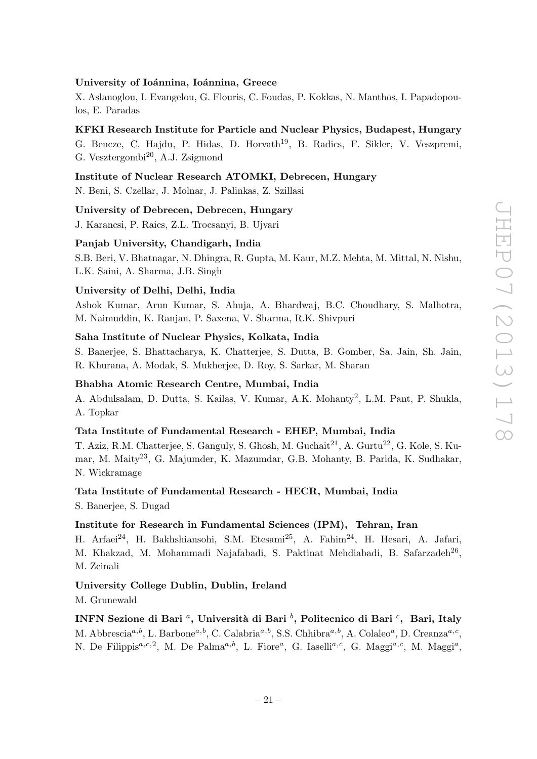**University of Ioánnina, Ioánnina, Greece**

X. Aslanoglou, I. Evangelou, G. Flouris, C. Foudas, P. Kokkas, N. Manthos, I. Papadopoulos, E. Paradas

**KFKI Research Institute for Particle and Nuclear Physics, Budapest, Hungary**

G. Bencze, C. Hajdu, P. Hidas, D. Horvath[19], B. Radics, F. Sikler, V. Veszpremi, G. Vesztergombi[20], A.J. Zsigmond

**Institute of Nuclear Research ATOMKI, Debrecen, Hungary**

N. Beni, S. Czellar, J. Molnar, J. Palinkas, Z. Szillasi

**University of Debrecen, Debrecen, Hungary**

J. Karancsi, P. Raics, Z.L. Trocsanyi, B. Ujvari

**Panjab University, Chandigarh, India**

S.B. Beri, V. Bhatnagar, N. Dhingra, R. Gupta, M. Kaur, M.Z. Mehta, M. Mittal, N. Nishu, L.K. Saini, A. Sharma, J.B. Singh

**University of Delhi, Delhi, India**

Ashok Kumar, Arun Kumar, S. Ahuja, A. Bhardwaj, B.C. Choudhary, S. Malhotra, M. Naimuddin, K. Ranjan, P. Saxena, V. Sharma, R.K. Shivpuri

**Saha Institute of Nuclear Physics, Kolkata, India**

S. Banerjee, S. Bhattacharya, K. Chatterjee, S. Dutta, B. Gomber, Sa. Jain, Sh. Jain, R. Khurana, A. Modak, S. Mukherjee, D. Roy, S. Sarkar, M. Sharan

**Bhabha Atomic Research Centre, Mumbai, India**

A. Abdulsalam, D. Dutta, S. Kailas, V. Kumar, A.K. Mohanty[2], L.M. Pant, P. Shukla, A. Topkar

**Tata Institute of Fundamental Research - EHEP, Mumbai, India**

T. Aziz, R.M. Chatterjee, S. Ganguly, S. Ghosh, M. Guchait[21], A. Gurtu[22], G. Kole, S. Kumar, M. Maity[23], G. Majumder, K. Mazumdar, G.B. Mohanty, B. Parida, K. Sudhakar, N. Wickramage

**Tata Institute of Fundamental Research - HECR, Mumbai, India**

S. Banerjee, S. Dugad

**Institute for Research in Fundamental Sciences (IPM), Tehran, Iran**

H. Arfaei[24], H. Bakhshiansohi, S.M. Etesami[25], A. Fahim[24], H. Hesari, A. Jafari, M. Khakzad, M. Mohammadi Najafabadi, S. Paktinat Mehdiabadi, B. Safarzadeh[26], M. Zeinali

**University College Dublin, Dublin, Ireland**

M. Grunewald

**INFN Sezione di Bari [a], Università di Bari [b], Politecnico di Bari [c], Bari, Italy**

M. Abbrescia[a,b], L. Barbone[a,b], C. Calabria[a,b], S.S. Chhibra[a,b], A. Colaleo[a], D. Creanza[a,c], N. De Filippis[a,c,2], M. De Palma[a,b], L. Fiore[a], G. Iaselli[a,c], G. Maggi[a,c], M. Maggi[a],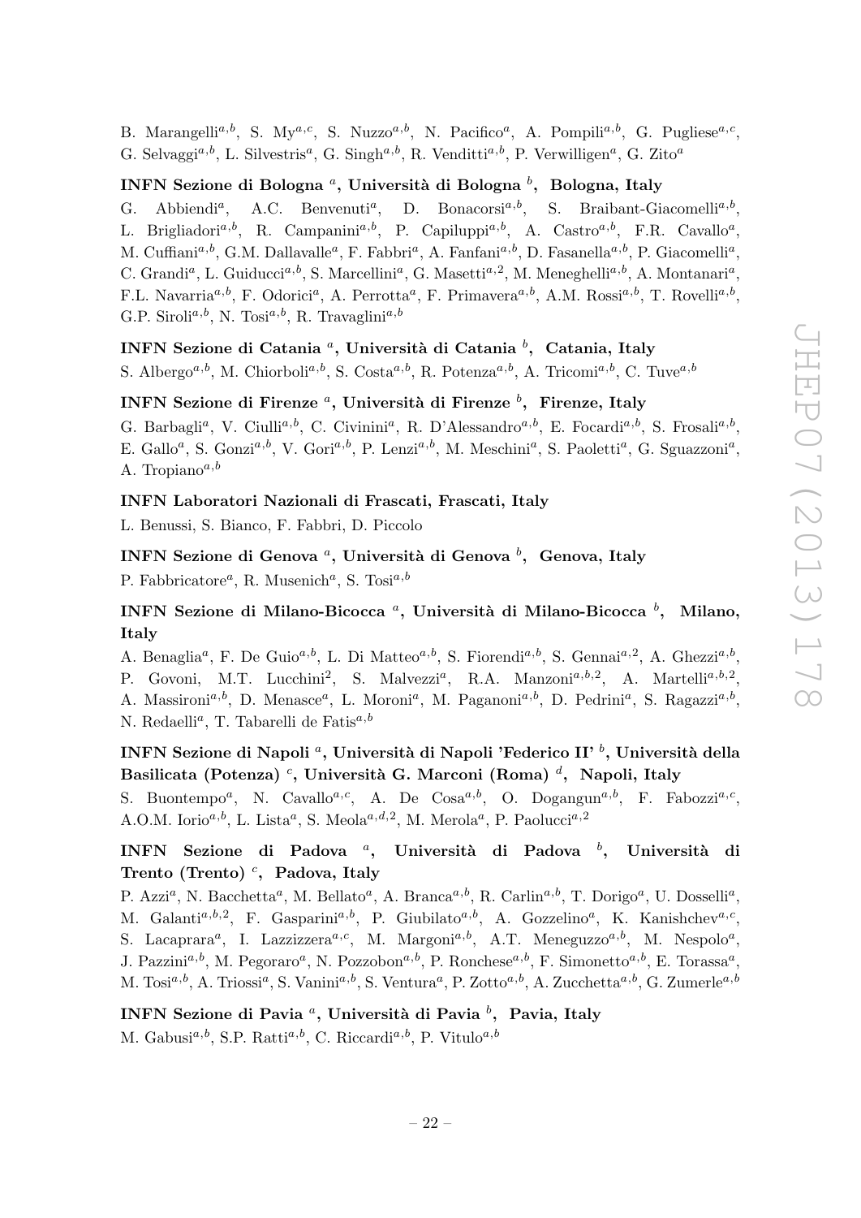B. Marangelli[a,b], S. My[a,c], S. Nuzzo[a,b], N. Pacifico[a], A. Pompili[a,b], G. Pugliese[a,c], G. Selvaggi[a,b], L. Silvestris[a], G. Singh[a,b], R. Venditti[a,b], P. Verwilligen[a], G. Zito[a]

**INFN Sezione di Bologna [a], Università di Bologna [b], Bologna, Italy**

G. Abbiendi[a], A.C. Benvenuti[a], D. Bonacorsi[a,b], S. Braibant-Giacomelli[a,b], L. Brigliadori[a,b], R. Campanini[a,b], P. Capiluppi[a,b], A. Castro[a,b], F.R. Cavallo[a], M. Cuffiani[a,b], G.M. Dallavalle[a], F. Fabbri[a], A. Fanfani[a,b], D. Fasanella[a,b], P. Giacomelli[a], C. Grandi[a], L. Guiducci[a,b], S. Marcellini[a], G. Masetti[a,2], M. Meneghelli[a,b], A. Montanari[a], F.L. Navarria[a,b], F. Odorici[a], A. Perrotta[a], F. Primavera[a,b], A.M. Rossi[a,b], T. Rovelli[a,b], G.P. Siroli[a,b], N. Tosi[a,b], R. Travaglini[a,b]

**INFN Sezione di Catania [a], Università di Catania [b], Catania, Italy**

S. Albergo[a,b], M. Chiorboli[a,b], S. Costa[a,b], R. Potenza[a,b], A. Tricomi[a,b], C. Tuve[a,b]

**INFN Sezione di Firenze [a], Università di Firenze [b], Firenze, Italy**

G. Barbagli[a], V. Ciulli[a,b], C. Civinini[a], R. D'Alessandro[a,b], E. Focardi[a,b], S. Frosali[a,b], E. Gallo[a], S. Gonzi[a,b], V. Gori[a,b], P. Lenzi[a,b], M. Meschini[a], S. Paoletti[a], G. Sguazzoni[a], A. Tropiano[a,b]

**INFN Laboratori Nazionali di Frascati, Frascati, Italy**

L. Benussi, S. Bianco, F. Fabbri, D. Piccolo

**INFN Sezione di Genova [a], Università di Genova [b], Genova, Italy**

P. Fabbricatore[a], R. Musenich[a], S. Tosi[a,b]

**INFN Sezione di Milano-Bicocca [a], Università di Milano-Bicocca [b], Milano, Italy**

A. Benaglia[a], F. De Guio[a,b], L. Di Matteo[a,b], S. Fiorendi[a,b], S. Gennai[a,2], A. Ghezzi[a,b], P. Govoni, M.T. Lucchini[2], S. Malvezzi[a], R.A. Manzoni[a,b,2], A. Martelli[a,b,2], A. Massironi[a,b], D. Menasce[a], L. Moroni[a], M. Paganoni[a,b], D. Pedrini[a], S. Ragazzi[a,b], N. Redaelli[a], T. Tabarelli de Fatis[a,b]

**INFN Sezione di Napoli [a], Università di Napoli 'Federico II' [b], Università della Basilicata (Potenza) [c], Università G. Marconi (Roma) [d], Napoli, Italy**

S. Buontempo[a], N. Cavallo[a,c], A. De Cosa[a,b], O. Dogangun[a,b], F. Fabozzi[a,c], A.O.M. Iorio[a,b], L. Lista[a], S. Meola[a,d,2], M. Merola[a], P. Paolucci[a,2]

**INFN Sezione di Padova [a], Università di Padova [b], Università di Trento (Trento) [c], Padova, Italy**

P. Azzi[a], N. Bacchetta[a], M. Bellato[a], A. Branca[a,b], R. Carlin[a,b], T. Dorigo[a], U. Dosselli[a], M. Galanti[a,b,2], F. Gasparini[a,b], P. Giubilato[a,b], A. Gozzelino[a], K. Kanishchev[a,c], S. Lacaprara[a], I. Lazzizzera[a,c], M. Margoni[a,b], A.T. Meneguzzo[a,b], M. Nespolo[a], J. Pazzini[a,b], M. Pegoraro[a], N. Pozzobon[a,b], P. Ronchese[a,b], F. Simonetto[a,b], E. Torassa[a], M. Tosi[a,b], A. Triossi[a], S. Vanini[a,b], S. Ventura[a], P. Zotto[a,b], A. Zucchetta[a,b], G. Zumerle[a,b]

**INFN Sezione di Pavia [a], Università di Pavia [b], Pavia, Italy**

M. Gabusi[a,b], S.P. Ratti[a,b], C. Riccardi[a,b], P. Vitulo[a,b]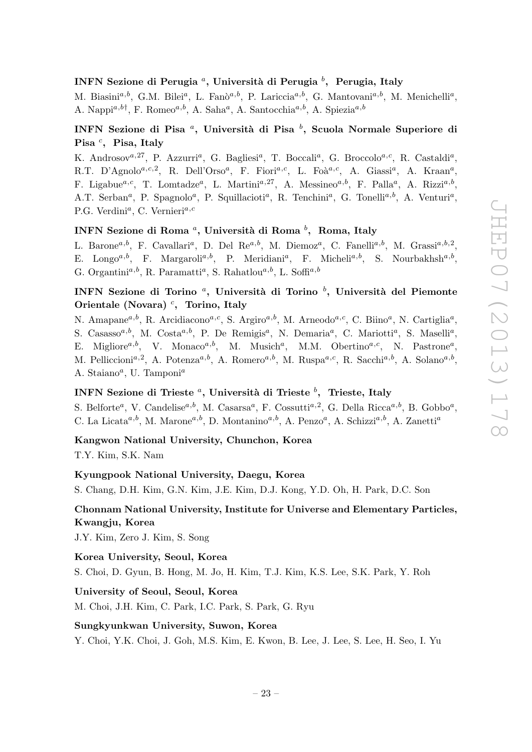**INFN Sezione di Perugia [a], Università di Perugia [b], Perugia, Italy**

M. Biasini[a,b], G.M. Bilei[a], L. Fanò[a,b], P. Lariccia[a,b], G. Mantovani[a,b], M. Menichelli[a], A. Nappi[a,b†], F. Romeo[a,b], A. Saha[a], A. Santocchia[a,b], A. Spiezia[a,b]

**INFN Sezione di Pisa [a], Università di Pisa [b], Scuola Normale Superiore di Pisa [c], Pisa, Italy**

K. Androsov[a,27], P. Azzurri[a], G. Bagliesi[a], T. Boccali[a], G. Broccolo[a,c], R. Castaldi[a], R.T. D'Agnolo[a,c,2], R. Dell'Orso[a], F. Fiori[a,c], L. Foà[a,c], A. Giassi[a], A. Kraan[a], F. Ligabue[a,c], T. Lomtadze[a], L. Martini[a,27], A. Messineo[a,b], F. Palla[a], A. Rizzi[a,b], A.T. Serban[a], P. Spagnolo[a], P. Squillacioti[a], R. Tenchini[a], G. Tonelli[a,b], A. Venturi[a], P.G. Verdini[a], C. Vernieri[a,c]

**INFN Sezione di Roma [a], Università di Roma [b], Roma, Italy**

L. Barone[a,b], F. Cavallari[a], D. Del Re[a,b], M. Diemoz[a], C. Fanelli[a,b], M. Grassi[a,b,2], E. Longo[a,b], F. Margaroli[a,b], P. Meridiani[a], F. Micheli[a,b], S. Nourbakhsh[a,b], G. Organtini[a,b], R. Paramatti[a], S. Rahatlou[a,b], L. Soffi[a,b]

**INFN Sezione di Torino [a], Università di Torino [b], Università del Piemonte Orientale (Novara) [c], Torino, Italy**

N. Amapane[a,b], R. Arcidiacono[a,c], S. Argiro[a,b], M. Arneodo[a,c], C. Biino[a], N. Cartiglia[a], S. Casasso[a,b], M. Costa[a,b], P. De Remigis[a], N. Demaria[a], C. Mariotti[a], S. Maselli[a], E. Migliore[a,b], V. Monaco[a,b], M. Musich[a], M.M. Obertino[a,c], N. Pastrone[a], M. Pelliccioni[a,2], A. Potenza[a,b], A. Romero[a,b], M. Ruspa[a,c], R. Sacchi[a,b], A. Solano[a,b], A. Staiano[a], U. Tamponi[a]

**INFN Sezione di Trieste [a], Università di Trieste [b], Trieste, Italy**

S. Belforte[a], V. Candelise[a,b], M. Casarsa[a], F. Cossutti[a,2], G. Della Ricca[a,b], B. Gobbo[a], C. La Licata[a,b], M. Marone[a,b], D. Montanino[a,b], A. Penzo[a], A. Schizzi[a,b], A. Zanetti[a]

**Kangwon National University, Chunchon, Korea**

T.Y. Kim, S.K. Nam

**Kyungpook National University, Daegu, Korea**

S. Chang, D.H. Kim, G.N. Kim, J.E. Kim, D.J. Kong, Y.D. Oh, H. Park, D.C. Son

**Chonnam National University, Institute for Universe and Elementary Particles, Kwangju, Korea**

J.Y. Kim, Zero J. Kim, S. Song

**Korea University, Seoul, Korea**

S. Choi, D. Gyun, B. Hong, M. Jo, H. Kim, T.J. Kim, K.S. Lee, S.K. Park, Y. Roh

**University of Seoul, Seoul, Korea**

M. Choi, J.H. Kim, C. Park, I.C. Park, S. Park, G. Ryu

**Sungkyunkwan University, Suwon, Korea**

Y. Choi, Y.K. Choi, J. Goh, M.S. Kim, E. Kwon, B. Lee, J. Lee, S. Lee, H. Seo, I. Yu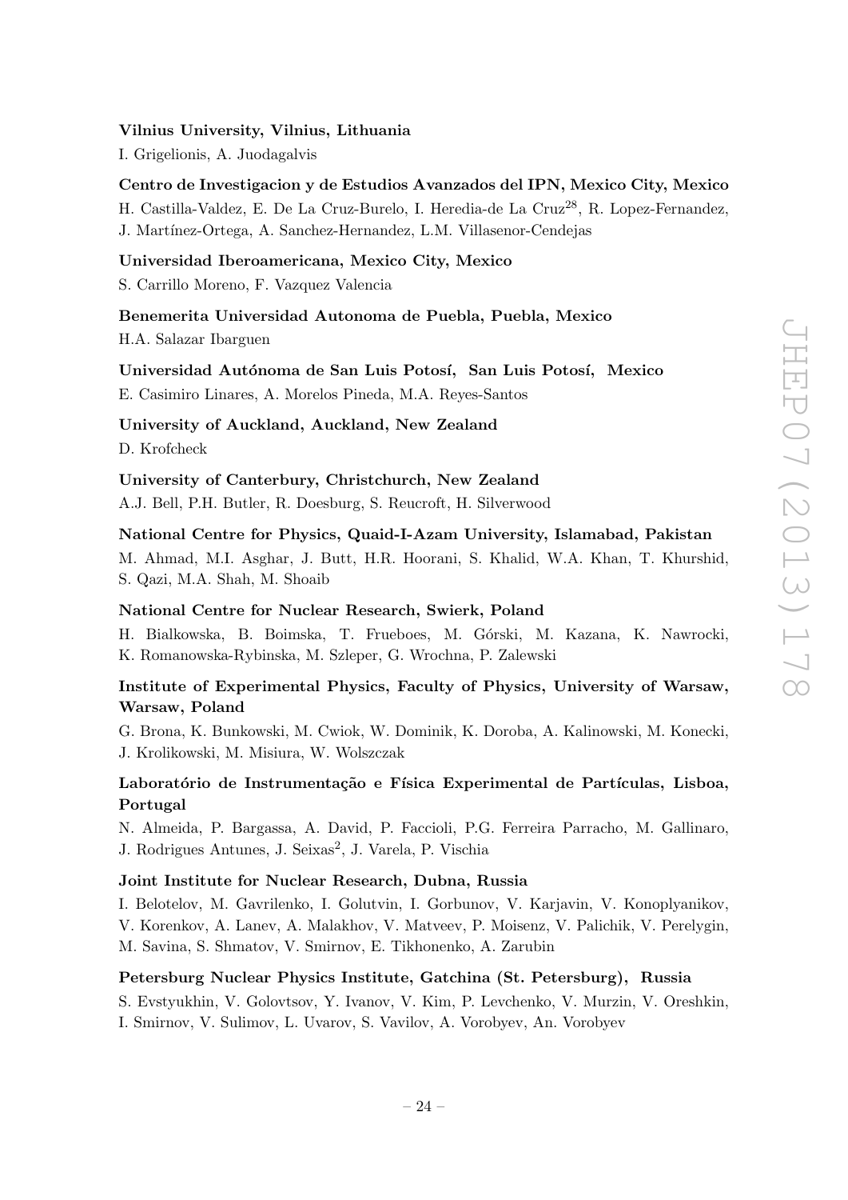**Vilnius University, Vilnius, Lithuania**

I. Grigelionis, A. Juodagalvis

**Centro de Investigacion y de Estudios Avanzados del IPN, Mexico City, Mexico**

H. Castilla-Valdez, E. De La Cruz-Burelo, I. Heredia-de La Cruz[28], R. Lopez-Fernandez, J. Martínez-Ortega, A. Sanchez-Hernandez, L.M. Villasenor-Cendejas

**Universidad Iberoamericana, Mexico City, Mexico**

S. Carrillo Moreno, F. Vazquez Valencia

**Benemerita Universidad Autonoma de Puebla, Puebla, Mexico**

H.A. Salazar Ibarguen

**Universidad Autónoma de San Luis Potosí, San Luis Potosí, Mexico**

E. Casimiro Linares, A. Morelos Pineda, M.A. Reyes-Santos

**University of Auckland, Auckland, New Zealand**

D. Krofcheck

**University of Canterbury, Christchurch, New Zealand**

A.J. Bell, P.H. Butler, R. Doesburg, S. Reucroft, H. Silverwood

**National Centre for Physics, Quaid-I-Azam University, Islamabad, Pakistan**

M. Ahmad, M.I. Asghar, J. Butt, H.R. Hoorani, S. Khalid, W.A. Khan, T. Khurshid, S. Qazi, M.A. Shah, M. Shoaib

**National Centre for Nuclear Research, Swierk, Poland**

H. Bialkowska, B. Boimska, T. Frueboes, M. Górski, M. Kazana, K. Nawrocki, K. Romanowska-Rybinska, M. Szleper, G. Wrochna, P. Zalewski

**Institute of Experimental Physics, Faculty of Physics, University of Warsaw, Warsaw, Poland**

G. Brona, K. Bunkowski, M. Cwiok, W. Dominik, K. Doroba, A. Kalinowski, M. Konecki, J. Krolikowski, M. Misiura, W. Wolszczak

**Laboratório de Instrumentação e Física Experimental de Partículas, Lisboa, Portugal**

N. Almeida, P. Bargassa, A. David, P. Faccioli, P.G. Ferreira Parracho, M. Gallinaro, J. Rodrigues Antunes, J. Seixas[2], J. Varela, P. Vischia

**Joint Institute for Nuclear Research, Dubna, Russia**

I. Belotelov, M. Gavrilenko, I. Golutvin, I. Gorbunov, V. Karjavin, V. Konoplyanikov, V. Korenkov, A. Lanev, A. Malakhov, V. Matveev, P. Moisenz, V. Palichik, V. Perelygin, M. Savina, S. Shmatov, V. Smirnov, E. Tikhonenko, A. Zarubin

**Petersburg Nuclear Physics Institute, Gatchina (St. Petersburg), Russia**

S. Evstyukhin, V. Golovtsov, Y. Ivanov, V. Kim, P. Levchenko, V. Murzin, V. Oreshkin, I. Smirnov, V. Sulimov, L. Uvarov, S. Vavilov, A. Vorobyev, An. Vorobyev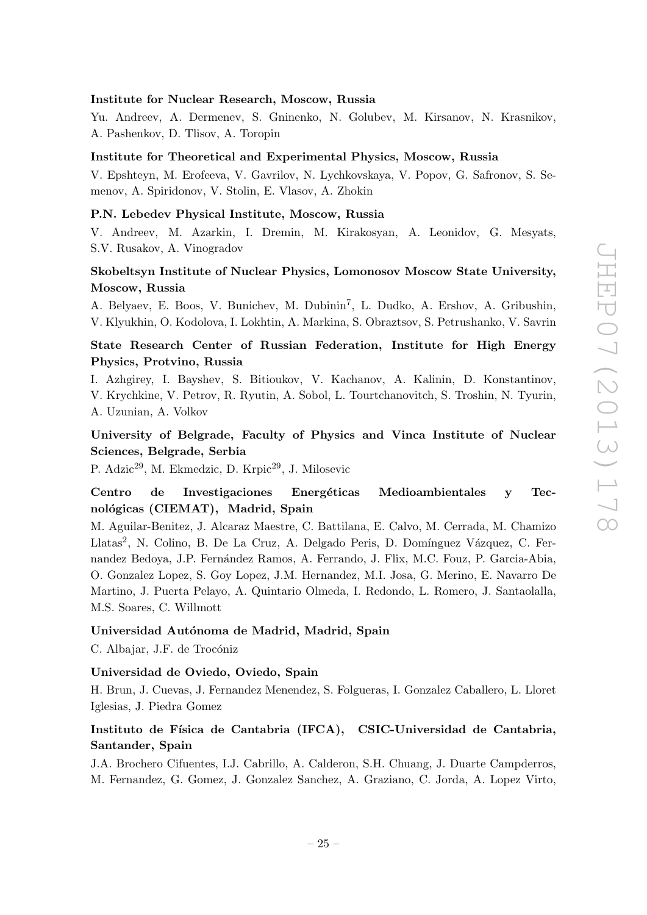**Institute for Nuclear Research, Moscow, Russia**

Yu. Andreev, A. Dermenev, S. Gninenko, N. Golubev, M. Kirsanov, N. Krasnikov, A. Pashenkov, D. Tlisov, A. Toropin

**Institute for Theoretical and Experimental Physics, Moscow, Russia**

V. Epshteyn, M. Erofeeva, V. Gavrilov, N. Lychkovskaya, V. Popov, G. Safronov, S. Semenov, A. Spiridonov, V. Stolin, E. Vlasov, A. Zhokin

**P.N. Lebedev Physical Institute, Moscow, Russia**

V. Andreev, M. Azarkin, I. Dremin, M. Kirakosyan, A. Leonidov, G. Mesyats, S.V. Rusakov, A. Vinogradov

**Skobeltsyn Institute of Nuclear Physics, Lomonosov Moscow State University, Moscow, Russia**

A. Belyaev, E. Boos, V. Bunichev, M. Dubinin[7], L. Dudko, A. Ershov, A. Gribushin, V. Klyukhin, O. Kodolova, I. Lokhtin, A. Markina, S. Obraztsov, S. Petrushanko, V. Savrin

**State Research Center of Russian Federation, Institute for High Energy Physics, Protvino, Russia**

I. Azhgirey, I. Bayshev, S. Bitioukov, V. Kachanov, A. Kalinin, D. Konstantinov, V. Krychkine, V. Petrov, R. Ryutin, A. Sobol, L. Tourtchanovitch, S. Troshin, N. Tyurin, A. Uzunian, A. Volkov

**University of Belgrade, Faculty of Physics and Vinca Institute of Nuclear Sciences, Belgrade, Serbia**

P. Adzic[29], M. Ekmedzic, D. Krpic[29], J. Milosevic

**Centro de Investigaciones Energéticas Medioambientales y Tecnológicas (CIEMAT), Madrid, Spain**

M. Aguilar-Benitez, J. Alcaraz Maestre, C. Battilana, E. Calvo, M. Cerrada, M. Chamizo Llatas[2], N. Colino, B. De La Cruz, A. Delgado Peris, D. Domínguez Vázquez, C. Fernandez Bedoya, J.P. Fernández Ramos, A. Ferrando, J. Flix, M.C. Fouz, P. Garcia-Abia, O. Gonzalez Lopez, S. Goy Lopez, J.M. Hernandez, M.I. Josa, G. Merino, E. Navarro De Martino, J. Puerta Pelayo, A. Quintario Olmeda, I. Redondo, L. Romero, J. Santaolalla, M.S. Soares, C. Willmott

**Universidad Autónoma de Madrid, Madrid, Spain**

C. Albajar, J.F. de Trocóniz

**Universidad de Oviedo, Oviedo, Spain**

H. Brun, J. Cuevas, J. Fernandez Menendez, S. Folgueras, I. Gonzalez Caballero, L. Lloret Iglesias, J. Piedra Gomez

**Instituto de Física de Cantabria (IFCA), CSIC-Universidad de Cantabria, Santander, Spain**

J.A. Brochero Cifuentes, I.J. Cabrillo, A. Calderon, S.H. Chuang, J. Duarte Campderros, M. Fernandez, G. Gomez, J. Gonzalez Sanchez, A. Graziano, C. Jorda, A. Lopez Virto,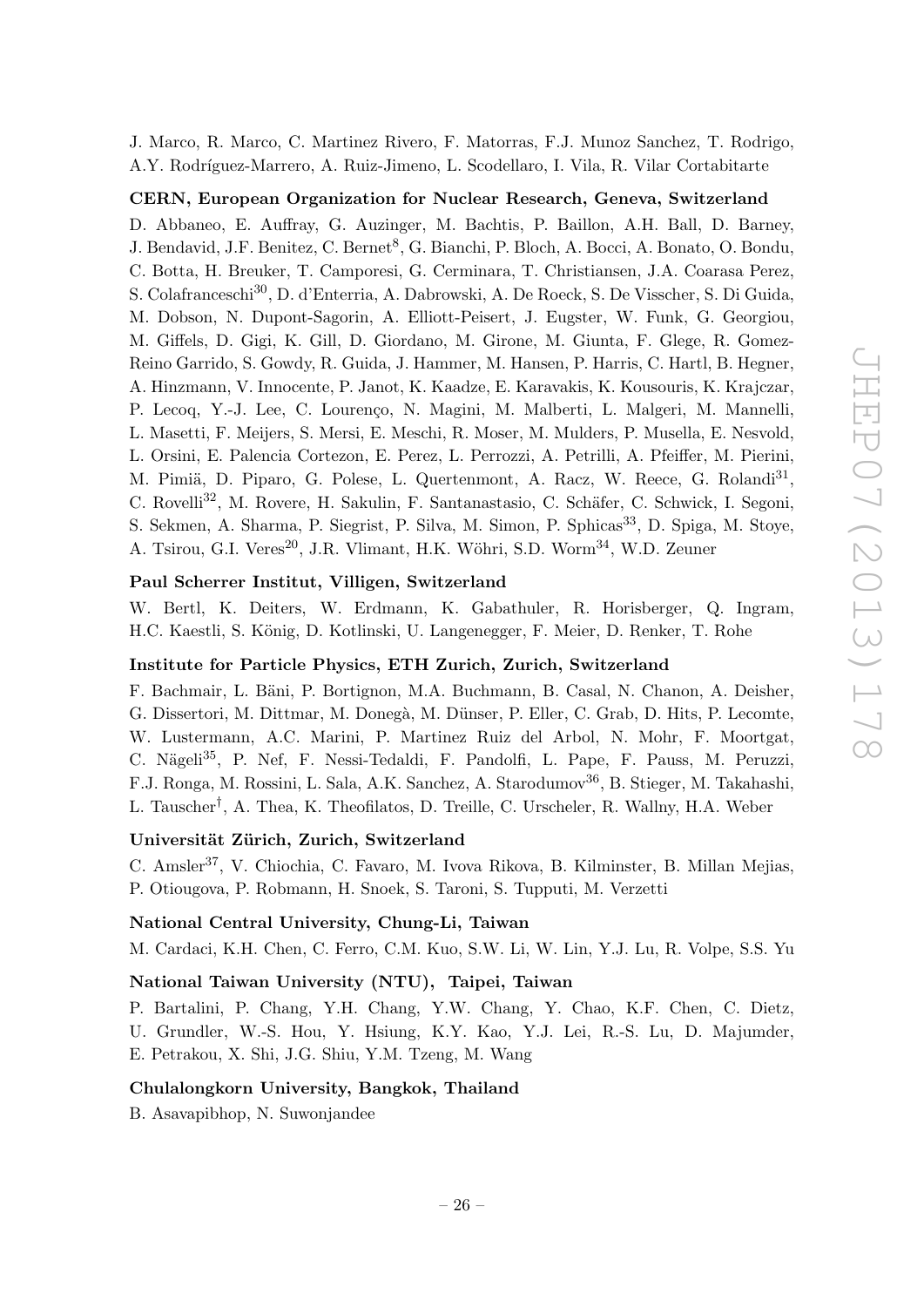J. Marco, R. Marco, C. Martinez Rivero, F. Matorras, F.J. Munoz Sanchez, T. Rodrigo, A.Y. Rodríguez-Marrero, A. Ruiz-Jimeno, L. Scodellaro, I. Vila, R. Vilar Cortabitarte

**CERN, European Organization for Nuclear Research, Geneva, Switzerland**

D. Abbaneo, E. Auffray, G. Auzinger, M. Bachtis, P. Baillon, A.H. Ball, D. Barney, J. Bendavid, J.F. Benitez, C. Bernet[8], G. Bianchi, P. Bloch, A. Bocci, A. Bonato, O. Bondu, C. Botta, H. Breuker, T. Camporesi, G. Cerminara, T. Christiansen, J.A. Coarasa Perez, S. Colafranceschi[30], D. d'Enterria, A. Dabrowski, A. De Roeck, S. De Visscher, S. Di Guida, M. Dobson, N. Dupont-Sagorin, A. Elliott-Peisert, J. Eugster, W. Funk, G. Georgiou, M. Giffels, D. Gigi, K. Gill, D. Giordano, M. Girone, M. Giunta, F. Glege, R. Gomez-Reino Garrido, S. Gowdy, R. Guida, J. Hammer, M. Hansen, P. Harris, C. Hartl, B. Hegner, A. Hinzmann, V. Innocente, P. Janot, K. Kaadze, E. Karavakis, K. Kousouris, K. Krajczar, P. Lecoq, Y.-J. Lee, C. Lourenço, N. Magini, M. Malberti, L. Malgeri, M. Mannelli, L. Masetti, F. Meijers, S. Mersi, E. Meschi, R. Moser, M. Mulders, P. Musella, E. Nesvold, L. Orsini, E. Palencia Cortezon, E. Perez, L. Perrozzi, A. Petrilli, A. Pfeiffer, M. Pierini, M. Pimiä, D. Piparo, G. Polese, L. Quertenmont, A. Racz, W. Reece, G. Rolandi[31], C. Rovelli[32], M. Rovere, H. Sakulin, F. Santanastasio, C. Schäfer, C. Schwick, I. Segoni, S. Sekmen, A. Sharma, P. Siegrist, P. Silva, M. Simon, P. Sphicas[33], D. Spiga, M. Stoye, A. Tsirou, G.I. Veres[20], J.R. Vlimant, H.K. Wöhri, S.D. Worm[34], W.D. Zeuner

**Paul Scherrer Institut, Villigen, Switzerland**

W. Bertl, K. Deiters, W. Erdmann, K. Gabathuler, R. Horisberger, Q. Ingram, H.C. Kaestli, S. König, D. Kotlinski, U. Langenegger, F. Meier, D. Renker, T. Rohe

**Institute for Particle Physics, ETH Zurich, Zurich, Switzerland**

F. Bachmair, L. Bäni, P. Bortignon, M.A. Buchmann, B. Casal, N. Chanon, A. Deisher, G. Dissertori, M. Dittmar, M. Donegà, M. Dünser, P. Eller, C. Grab, D. Hits, P. Lecomte, W. Lustermann, A.C. Marini, P. Martinez Ruiz del Arbol, N. Mohr, F. Moortgat, C. Nägeli[35], P. Nef, F. Nessi-Tedaldi, F. Pandolfi, L. Pape, F. Pauss, M. Peruzzi, F.J. Ronga, M. Rossini, L. Sala, A.K. Sanchez, A. Starodumov[36], B. Stieger, M. Takahashi, L. Tauscher[†], A. Thea, K. Theofilatos, D. Treille, C. Urscheler, R. Wallny, H.A. Weber

**Universität Zürich, Zurich, Switzerland**

C. Amsler[37], V. Chiochia, C. Favaro, M. Ivova Rikova, B. Kilminster, B. Millan Mejias, P. Otiougova, P. Robmann, H. Snoek, S. Taroni, S. Tupputi, M. Verzetti

**National Central University, Chung-Li, Taiwan**

M. Cardaci, K.H. Chen, C. Ferro, C.M. Kuo, S.W. Li, W. Lin, Y.J. Lu, R. Volpe, S.S. Yu

**National Taiwan University (NTU), Taipei, Taiwan**

P. Bartalini, P. Chang, Y.H. Chang, Y.W. Chang, Y. Chao, K.F. Chen, C. Dietz, U. Grundler, W.-S. Hou, Y. Hsiung, K.Y. Kao, Y.J. Lei, R.-S. Lu, D. Majumder, E. Petrakou, X. Shi, J.G. Shiu, Y.M. Tzeng, M. Wang

**Chulalongkorn University, Bangkok, Thailand**

B. Asavapibhop, N. Suwonjandee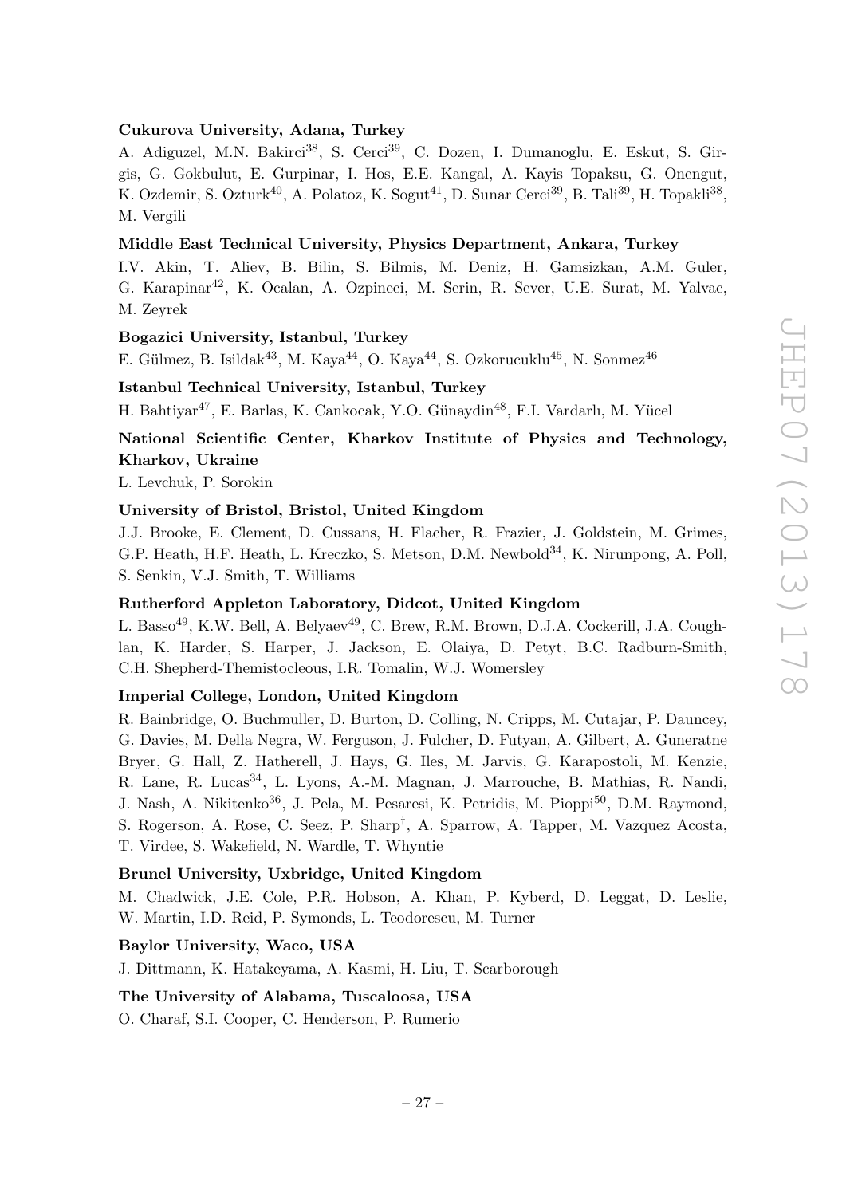**Cukurova University, Adana, Turkey**

A. Adiguzel, M.N. Bakirci[38], S. Cerci[39], C. Dozen, I. Dumanoglu, E. Eskut, S. Girgis, G. Gokbulut, E. Gurpinar, I. Hos, E.E. Kangal, A. Kayis Topaksu, G. Onengut, K. Ozdemir, S. Ozturk[40], A. Polatoz, K. Sogut[41], D. Sunar Cerci[39], B. Tali[39], H. Topakli[38], M. Vergili

**Middle East Technical University, Physics Department, Ankara, Turkey**

I.V. Akin, T. Aliev, B. Bilin, S. Bilmis, M. Deniz, H. Gamsizkan, A.M. Guler, G. Karapinar[42], K. Ocalan, A. Ozpineci, M. Serin, R. Sever, U.E. Surat, M. Yalvac, M. Zeyrek

**Bogazici University, Istanbul, Turkey**

E. Gülmez, B. Isildak[43], M. Kaya[44], O. Kaya[44], S. Ozkorucuklu[45], N. Sonmez[46]

**Istanbul Technical University, Istanbul, Turkey**

H. Bahtiyar[47], E. Barlas, K. Cankocak, Y.O. Günaydin[48], F.I. Vardarlı, M. Yücel

**National Scientific Center, Kharkov Institute of Physics and Technology, Kharkov, Ukraine**

L. Levchuk, P. Sorokin

**University of Bristol, Bristol, United Kingdom**

J.J. Brooke, E. Clement, D. Cussans, H. Flacher, R. Frazier, J. Goldstein, M. Grimes, G.P. Heath, H.F. Heath, L. Kreczko, S. Metson, D.M. Newbold[34], K. Nirunpong, A. Poll, S. Senkin, V.J. Smith, T. Williams

**Rutherford Appleton Laboratory, Didcot, United Kingdom**

L. Basso[49], K.W. Bell, A. Belyaev[49], C. Brew, R.M. Brown, D.J.A. Cockerill, J.A. Coughlan, K. Harder, S. Harper, J. Jackson, E. Olaiya, D. Petyt, B.C. Radburn-Smith, C.H. Shepherd-Themistocleous, I.R. Tomalin, W.J. Womersley

**Imperial College, London, United Kingdom**

R. Bainbridge, O. Buchmuller, D. Burton, D. Colling, N. Cripps, M. Cutajar, P. Dauncey, G. Davies, M. Della Negra, W. Ferguson, J. Fulcher, D. Futyan, A. Gilbert, A. Guneratne Bryer, G. Hall, Z. Hatherell, J. Hays, G. Iles, M. Jarvis, G. Karapostoli, M. Kenzie, R. Lane, R. Lucas[34], L. Lyons, A.-M. Magnan, J. Marrouche, B. Mathias, R. Nandi, J. Nash, A. Nikitenko[36], J. Pela, M. Pesaresi, K. Petridis, M. Pioppi[50], D.M. Raymond, S. Rogerson, A. Rose, C. Seez, P. Sharp[†], A. Sparrow, A. Tapper, M. Vazquez Acosta, T. Virdee, S. Wakefield, N. Wardle, T. Whyntie

**Brunel University, Uxbridge, United Kingdom**

M. Chadwick, J.E. Cole, P.R. Hobson, A. Khan, P. Kyberd, D. Leggat, D. Leslie, W. Martin, I.D. Reid, P. Symonds, L. Teodorescu, M. Turner

**Baylor University, Waco, USA**

J. Dittmann, K. Hatakeyama, A. Kasmi, H. Liu, T. Scarborough

**The University of Alabama, Tuscaloosa, USA**

O. Charaf, S.I. Cooper, C. Henderson, P. Rumerio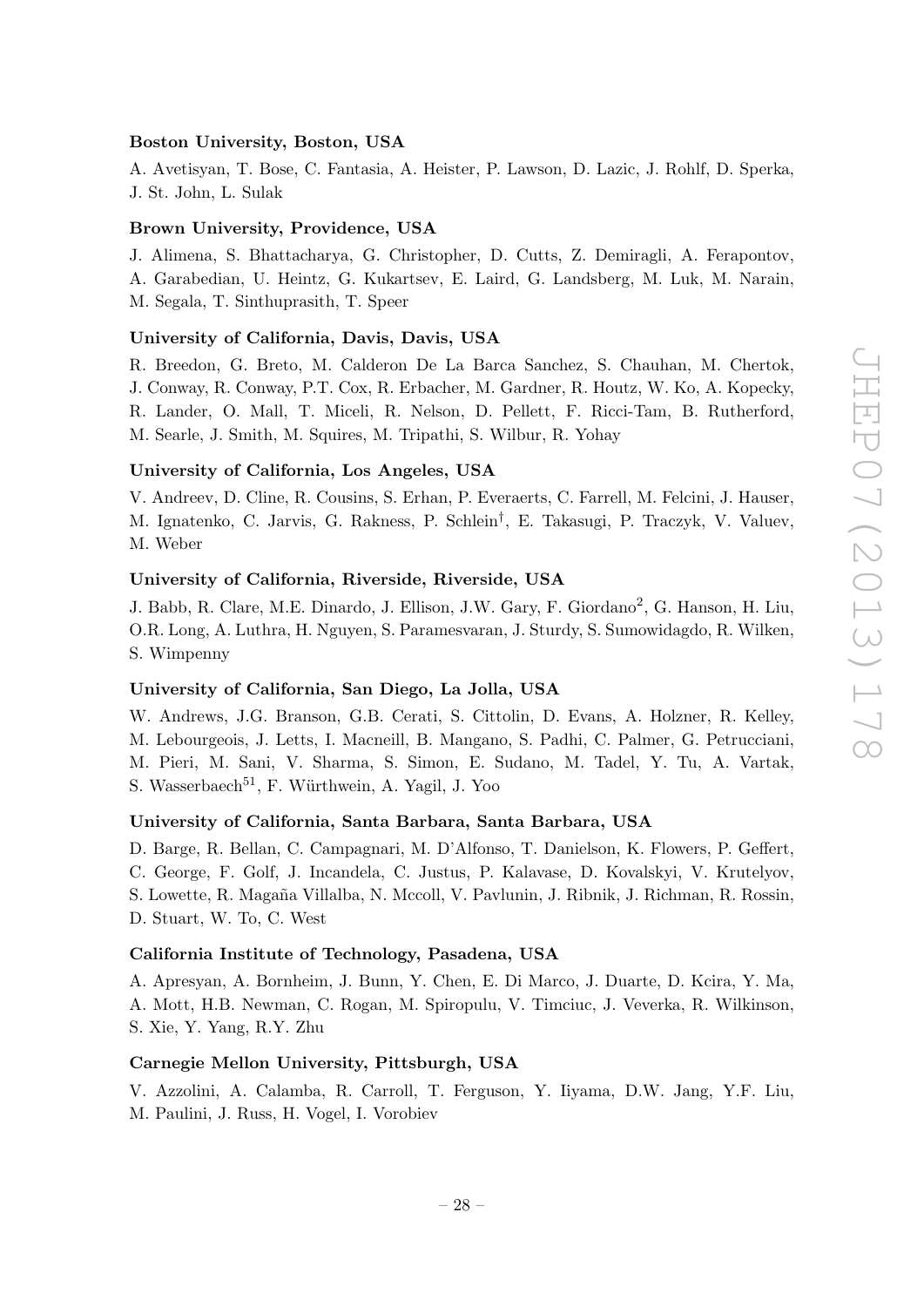**Boston University, Boston, USA**

A. Avetisyan, T. Bose, C. Fantasia, A. Heister, P. Lawson, D. Lazic, J. Rohlf, D. Sperka, J. St. John, L. Sulak

**Brown University, Providence, USA**

J. Alimena, S. Bhattacharya, G. Christopher, D. Cutts, Z. Demiragli, A. Ferapontov, A. Garabedian, U. Heintz, G. Kukartsev, E. Laird, G. Landsberg, M. Luk, M. Narain, M. Segala, T. Sinthuprasith, T. Speer

**University of California, Davis, Davis, USA**

R. Breedon, G. Breto, M. Calderon De La Barca Sanchez, S. Chauhan, M. Chertok, J. Conway, R. Conway, P.T. Cox, R. Erbacher, M. Gardner, R. Houtz, W. Ko, A. Kopecky, R. Lander, O. Mall, T. Miceli, R. Nelson, D. Pellett, F. Ricci-Tam, B. Rutherford, M. Searle, J. Smith, M. Squires, M. Tripathi, S. Wilbur, R. Yohay

**University of California, Los Angeles, USA**

V. Andreev, D. Cline, R. Cousins, S. Erhan, P. Everaerts, C. Farrell, M. Felcini, J. Hauser, M. Ignatenko, C. Jarvis, G. Rakness, P. Schlein†, E. Takasugi, P. Traczyk, V. Valuev, M. Weber

**University of California, Riverside, Riverside, USA**

J. Babb, R. Clare, M.E. Dinardo, J. Ellison, J.W. Gary, F. Giordano[2], G. Hanson, H. Liu, O.R. Long, A. Luthra, H. Nguyen, S. Paramesvaran, J. Sturdy, S. Sumowidagdo, R. Wilken, S. Wimpenny

**University of California, San Diego, La Jolla, USA**

W. Andrews, J.G. Branson, G.B. Cerati, S. Cittolin, D. Evans, A. Holzner, R. Kelley, M. Lebourgeois, J. Letts, I. Macneill, B. Mangano, S. Padhi, C. Palmer, G. Petrucciani, M. Pieri, M. Sani, V. Sharma, S. Simon, E. Sudano, M. Tadel, Y. Tu, A. Vartak, S. Wasserbaech[51], F. Würthwein, A. Yagil, J. Yoo

**University of California, Santa Barbara, Santa Barbara, USA**

D. Barge, R. Bellan, C. Campagnari, M. D'Alfonso, T. Danielson, K. Flowers, P. Geffert, C. George, F. Golf, J. Incandela, C. Justus, P. Kalavase, D. Kovalskyi, V. Krutelyov, S. Lowette, R. Magaña Villalba, N. Mccoll, V. Pavlunin, J. Ribnik, J. Richman, R. Rossin, D. Stuart, W. To, C. West

**California Institute of Technology, Pasadena, USA**

A. Apresyan, A. Bornheim, J. Bunn, Y. Chen, E. Di Marco, J. Duarte, D. Kcira, Y. Ma, A. Mott, H.B. Newman, C. Rogan, M. Spiropulu, V. Timciuc, J. Veverka, R. Wilkinson, S. Xie, Y. Yang, R.Y. Zhu

**Carnegie Mellon University, Pittsburgh, USA**

V. Azzolini, A. Calamba, R. Carroll, T. Ferguson, Y. Iiyama, D.W. Jang, Y.F. Liu, M. Paulini, J. Russ, H. Vogel, I. Vorobiev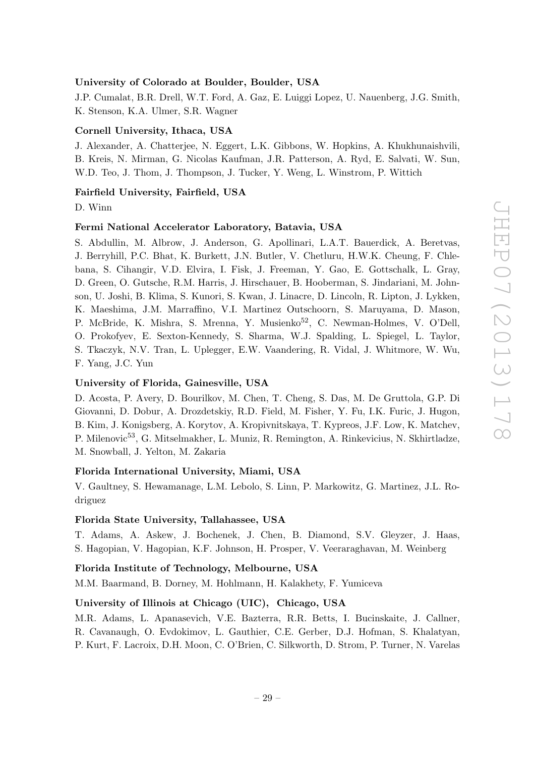**University of Colorado at Boulder, Boulder, USA**

J.P. Cumalat, B.R. Drell, W.T. Ford, A. Gaz, E. Luiggi Lopez, U. Nauenberg, J.G. Smith, K. Stenson, K.A. Ulmer, S.R. Wagner

**Cornell University, Ithaca, USA**

J. Alexander, A. Chatterjee, N. Eggert, L.K. Gibbons, W. Hopkins, A. Khukhunaishvili, B. Kreis, N. Mirman, G. Nicolas Kaufman, J.R. Patterson, A. Ryd, E. Salvati, W. Sun, W.D. Teo, J. Thom, J. Thompson, J. Tucker, Y. Weng, L. Winstrom, P. Wittich

**Fairfield University, Fairfield, USA**

D. Winn

**Fermi National Accelerator Laboratory, Batavia, USA**

S. Abdullin, M. Albrow, J. Anderson, G. Apollinari, L.A.T. Bauerdick, A. Beretvas, J. Berryhill, P.C. Bhat, K. Burkett, J.N. Butler, V. Chetluru, H.W.K. Cheung, F. Chlebana, S. Cihangir, V.D. Elvira, I. Fisk, J. Freeman, Y. Gao, E. Gottschalk, L. Gray, D. Green, O. Gutsche, R.M. Harris, J. Hirschauer, B. Hooberman, S. Jindariani, M. Johnson, U. Joshi, B. Klima, S. Kunori, S. Kwan, J. Linacre, D. Lincoln, R. Lipton, J. Lykken, K. Maeshima, J.M. Marraffino, V.I. Martinez Outschoorn, S. Maruyama, D. Mason, P. McBride, K. Mishra, S. Mrenna, Y. Musienko[52], C. Newman-Holmes, V. O'Dell, O. Prokofyev, E. Sexton-Kennedy, S. Sharma, W.J. Spalding, L. Spiegel, L. Taylor, S. Tkaczyk, N.V. Tran, L. Uplegger, E.W. Vaandering, R. Vidal, J. Whitmore, W. Wu, F. Yang, J.C. Yun

**University of Florida, Gainesville, USA**

D. Acosta, P. Avery, D. Bourilkov, M. Chen, T. Cheng, S. Das, M. De Gruttola, G.P. Di Giovanni, D. Dobur, A. Drozdetskiy, R.D. Field, M. Fisher, Y. Fu, I.K. Furic, J. Hugon, B. Kim, J. Konigsberg, A. Korytov, A. Kropivnitskaya, T. Kypreos, J.F. Low, K. Matchev, P. Milenovic[53], G. Mitselmakher, L. Muniz, R. Remington, A. Rinkevicius, N. Skhirtladze, M. Snowball, J. Yelton, M. Zakaria

**Florida International University, Miami, USA**

V. Gaultney, S. Hewamanage, L.M. Lebolo, S. Linn, P. Markowitz, G. Martinez, J.L. Rodriguez

**Florida State University, Tallahassee, USA**

T. Adams, A. Askew, J. Bochenek, J. Chen, B. Diamond, S.V. Gleyzer, J. Haas, S. Hagopian, V. Hagopian, K.F. Johnson, H. Prosper, V. Veeraraghavan, M. Weinberg

**Florida Institute of Technology, Melbourne, USA**

M.M. Baarmand, B. Dorney, M. Hohlmann, H. Kalakhety, F. Yumiceva

**University of Illinois at Chicago (UIC), Chicago, USA**

M.R. Adams, L. Apanasevich, V.E. Bazterra, R.R. Betts, I. Bucinskaite, J. Callner, R. Cavanaugh, O. Evdokimov, L. Gauthier, C.E. Gerber, D.J. Hofman, S. Khalatyan, P. Kurt, F. Lacroix, D.H. Moon, C. O'Brien, C. Silkworth, D. Strom, P. Turner, N. Varelas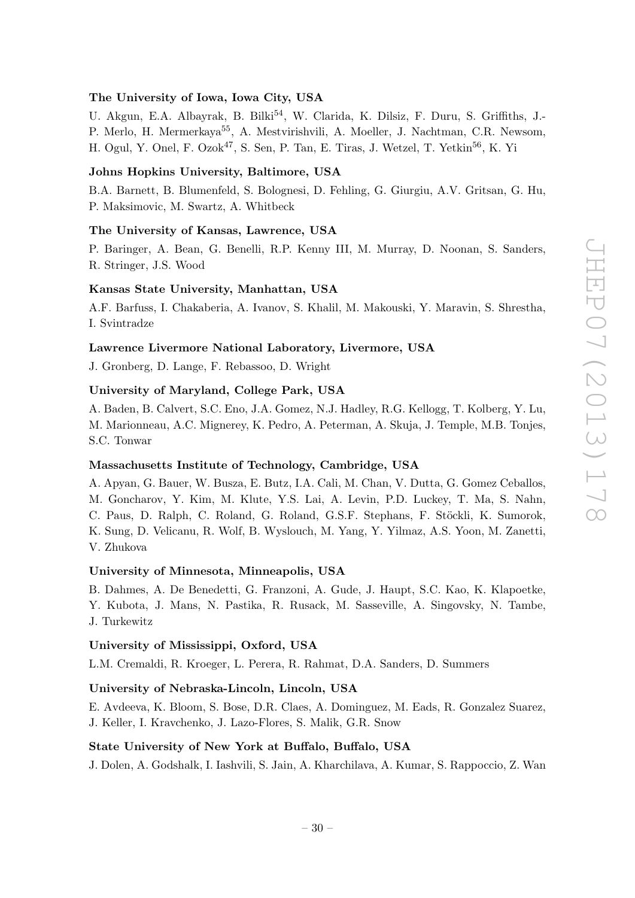**The University of Iowa, Iowa City, USA**

U. Akgun, E.A. Albayrak, B. Bilki[54], W. Clarida, K. Dilsiz, F. Duru, S. Griffiths, J.-P. Merlo, H. Mermerkaya[55], A. Mestvirishvili, A. Moeller, J. Nachtman, C.R. Newsom, H. Ogul, Y. Onel, F. Ozok[47], S. Sen, P. Tan, E. Tiras, J. Wetzel, T. Yetkin[56], K. Yi

**Johns Hopkins University, Baltimore, USA**

B.A. Barnett, B. Blumenfeld, S. Bolognesi, D. Fehling, G. Giurgiu, A.V. Gritsan, G. Hu, P. Maksimovic, M. Swartz, A. Whitbeck

**The University of Kansas, Lawrence, USA**

P. Baringer, A. Bean, G. Benelli, R.P. Kenny III, M. Murray, D. Noonan, S. Sanders, R. Stringer, J.S. Wood

**Kansas State University, Manhattan, USA**

A.F. Barfuss, I. Chakaberia, A. Ivanov, S. Khalil, M. Makouski, Y. Maravin, S. Shrestha, I. Svintradze

**Lawrence Livermore National Laboratory, Livermore, USA**

J. Gronberg, D. Lange, F. Rebassoo, D. Wright

**University of Maryland, College Park, USA**

A. Baden, B. Calvert, S.C. Eno, J.A. Gomez, N.J. Hadley, R.G. Kellogg, T. Kolberg, Y. Lu, M. Marionneau, A.C. Mignerey, K. Pedro, A. Peterman, A. Skuja, J. Temple, M.B. Tonjes, S.C. Tonwar

**Massachusetts Institute of Technology, Cambridge, USA**

A. Apyan, G. Bauer, W. Busza, E. Butz, I.A. Cali, M. Chan, V. Dutta, G. Gomez Ceballos, M. Goncharov, Y. Kim, M. Klute, Y.S. Lai, A. Levin, P.D. Luckey, T. Ma, S. Nahn, C. Paus, D. Ralph, C. Roland, G. Roland, G.S.F. Stephans, F. Stöckli, K. Sumorok, K. Sung, D. Velicanu, R. Wolf, B. Wyslouch, M. Yang, Y. Yilmaz, A.S. Yoon, M. Zanetti, V. Zhukova

**University of Minnesota, Minneapolis, USA**

B. Dahmes, A. De Benedetti, G. Franzoni, A. Gude, J. Haupt, S.C. Kao, K. Klapoetke, Y. Kubota, J. Mans, N. Pastika, R. Rusack, M. Sasseville, A. Singovsky, N. Tambe, J. Turkewitz

**University of Mississippi, Oxford, USA**

L.M. Cremaldi, R. Kroeger, L. Perera, R. Rahmat, D.A. Sanders, D. Summers

**University of Nebraska-Lincoln, Lincoln, USA**

E. Avdeeva, K. Bloom, S. Bose, D.R. Claes, A. Dominguez, M. Eads, R. Gonzalez Suarez, J. Keller, I. Kravchenko, J. Lazo-Flores, S. Malik, G.R. Snow

**State University of New York at Buffalo, Buffalo, USA**

J. Dolen, A. Godshalk, I. Iashvili, S. Jain, A. Kharchilava, A. Kumar, S. Rappoccio, Z. Wan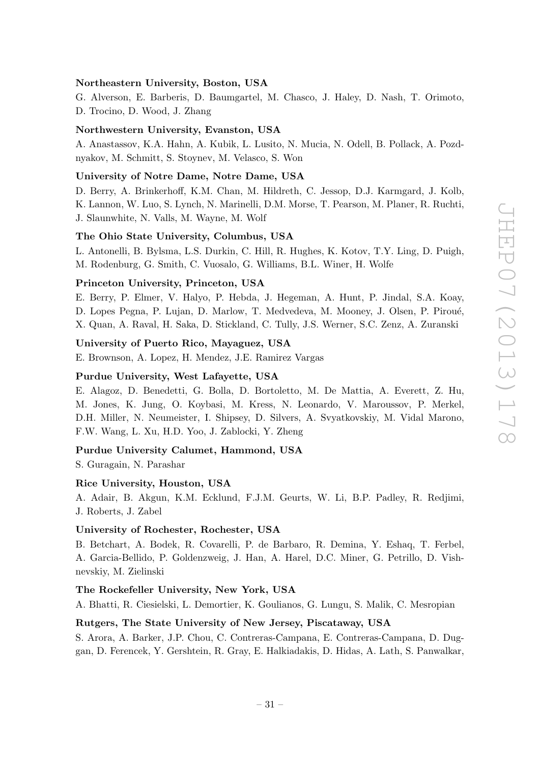**Northeastern University, Boston, USA**

G. Alverson, E. Barberis, D. Baumgartel, M. Chasco, J. Haley, D. Nash, T. Orimoto, D. Trocino, D. Wood, J. Zhang

**Northwestern University, Evanston, USA**

A. Anastassov, K.A. Hahn, A. Kubik, L. Lusito, N. Mucia, N. Odell, B. Pollack, A. Pozdnyakov, M. Schmitt, S. Stoynev, M. Velasco, S. Won

**University of Notre Dame, Notre Dame, USA**

D. Berry, A. Brinkerhoff, K.M. Chan, M. Hildreth, C. Jessop, D.J. Karmgard, J. Kolb, K. Lannon, W. Luo, S. Lynch, N. Marinelli, D.M. Morse, T. Pearson, M. Planer, R. Ruchti, J. Slaunwhite, N. Valls, M. Wayne, M. Wolf

**The Ohio State University, Columbus, USA**

L. Antonelli, B. Bylsma, L.S. Durkin, C. Hill, R. Hughes, K. Kotov, T.Y. Ling, D. Puigh, M. Rodenburg, G. Smith, C. Vuosalo, G. Williams, B.L. Winer, H. Wolfe

**Princeton University, Princeton, USA**

E. Berry, P. Elmer, V. Halyo, P. Hebda, J. Hegeman, A. Hunt, P. Jindal, S.A. Koay, D. Lopes Pegna, P. Lujan, D. Marlow, T. Medvedeva, M. Mooney, J. Olsen, P. Piroué, X. Quan, A. Raval, H. Saka, D. Stickland, C. Tully, J.S. Werner, S.C. Zenz, A. Zuranski

**University of Puerto Rico, Mayaguez, USA**

E. Brownson, A. Lopez, H. Mendez, J.E. Ramirez Vargas

**Purdue University, West Lafayette, USA**

E. Alagoz, D. Benedetti, G. Bolla, D. Bortoletto, M. De Mattia, A. Everett, Z. Hu, M. Jones, K. Jung, O. Koybasi, M. Kress, N. Leonardo, V. Maroussov, P. Merkel, D.H. Miller, N. Neumeister, I. Shipsey, D. Silvers, A. Svyatkovskiy, M. Vidal Marono, F.W. Wang, L. Xu, H.D. Yoo, J. Zablocki, Y. Zheng

**Purdue University Calumet, Hammond, USA**

S. Guragain, N. Parashar

**Rice University, Houston, USA**

A. Adair, B. Akgun, K.M. Ecklund, F.J.M. Geurts, W. Li, B.P. Padley, R. Redjimi, J. Roberts, J. Zabel

**University of Rochester, Rochester, USA**

B. Betchart, A. Bodek, R. Covarelli, P. de Barbaro, R. Demina, Y. Eshaq, T. Ferbel, A. Garcia-Bellido, P. Goldenzweig, J. Han, A. Harel, D.C. Miner, G. Petrillo, D. Vishnevskiy, M. Zielinski

**The Rockefeller University, New York, USA**

A. Bhatti, R. Ciesielski, L. Demortier, K. Goulianos, G. Lungu, S. Malik, C. Mesropian

**Rutgers, The State University of New Jersey, Piscataway, USA**

S. Arora, A. Barker, J.P. Chou, C. Contreras-Campana, E. Contreras-Campana, D. Duggan, D. Ferencek, Y. Gershtein, R. Gray, E. Halkiadakis, D. Hidas, A. Lath, S. Panwalkar,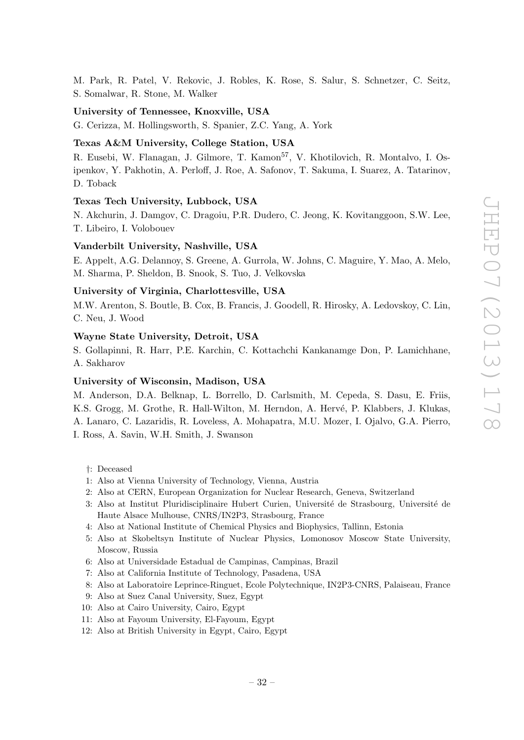M. Park, R. Patel, V. Rekovic, J. Robles, K. Rose, S. Salur, S. Schnetzer, C. Seitz, S. Somalwar, R. Stone, M. Walker

**University of Tennessee, Knoxville, USA**

G. Cerizza, M. Hollingsworth, S. Spanier, Z.C. Yang, A. York

**Texas A&M University, College Station, USA**

R. Eusebi, W. Flanagan, J. Gilmore, T. Kamon[57], V. Khotilovich, R. Montalvo, I. Osipenkov, Y. Pakhotin, A. Perloff, J. Roe, A. Safonov, T. Sakuma, I. Suarez, A. Tatarinov, D. Toback

**Texas Tech University, Lubbock, USA**

N. Akchurin, J. Damgov, C. Dragoiu, P.R. Dudero, C. Jeong, K. Kovitanggoon, S.W. Lee, T. Libeiro, I. Volobouev

**Vanderbilt University, Nashville, USA**

E. Appelt, A.G. Delannoy, S. Greene, A. Gurrola, W. Johns, C. Maguire, Y. Mao, A. Melo, M. Sharma, P. Sheldon, B. Snook, S. Tuo, J. Velkovska

**University of Virginia, Charlottesville, USA**

M.W. Arenton, S. Boutle, B. Cox, B. Francis, J. Goodell, R. Hirosky, A. Ledovskoy, C. Lin, C. Neu, J. Wood

**Wayne State University, Detroit, USA**

S. Gollapinni, R. Harr, P.E. Karchin, C. Kottachchi Kankanamge Don, P. Lamichhane, A. Sakharov

**University of Wisconsin, Madison, USA**

M. Anderson, D.A. Belknap, L. Borrello, D. Carlsmith, M. Cepeda, S. Dasu, E. Friis, K.S. Grogg, M. Grothe, R. Hall-Wilton, M. Herndon, A. Hervé, P. Klabbers, J. Klukas, A. Lanaro, C. Lazaridis, R. Loveless, A. Mohapatra, M.U. Mozer, I. Ojalvo, G.A. Pierro, I. Ross, A. Savin, W.H. Smith, J. Swanson

†: Deceased
1: Also at Vienna University of Technology, Vienna, Austria
2: Also at CERN, European Organization for Nuclear Research, Geneva, Switzerland
3: Also at Institut Pluridisciplinaire Hubert Curien, Université de Strasbourg, Université de Haute Alsace Mulhouse, CNRS/IN2P3, Strasbourg, France
4: Also at National Institute of Chemical Physics and Biophysics, Tallinn, Estonia
5: Also at Skobeltsyn Institute of Nuclear Physics, Lomonosov Moscow State University, Moscow, Russia
6: Also at Universidade Estadual de Campinas, Campinas, Brazil
7: Also at California Institute of Technology, Pasadena, USA
8: Also at Laboratoire Leprince-Ringuet, Ecole Polytechnique, IN2P3-CNRS, Palaiseau, France
9: Also at Suez Canal University, Suez, Egypt
10: Also at Cairo University, Cairo, Egypt
11: Also at Fayoum University, El-Fayoum, Egypt
12: Also at British University in Egypt, Cairo, Egypt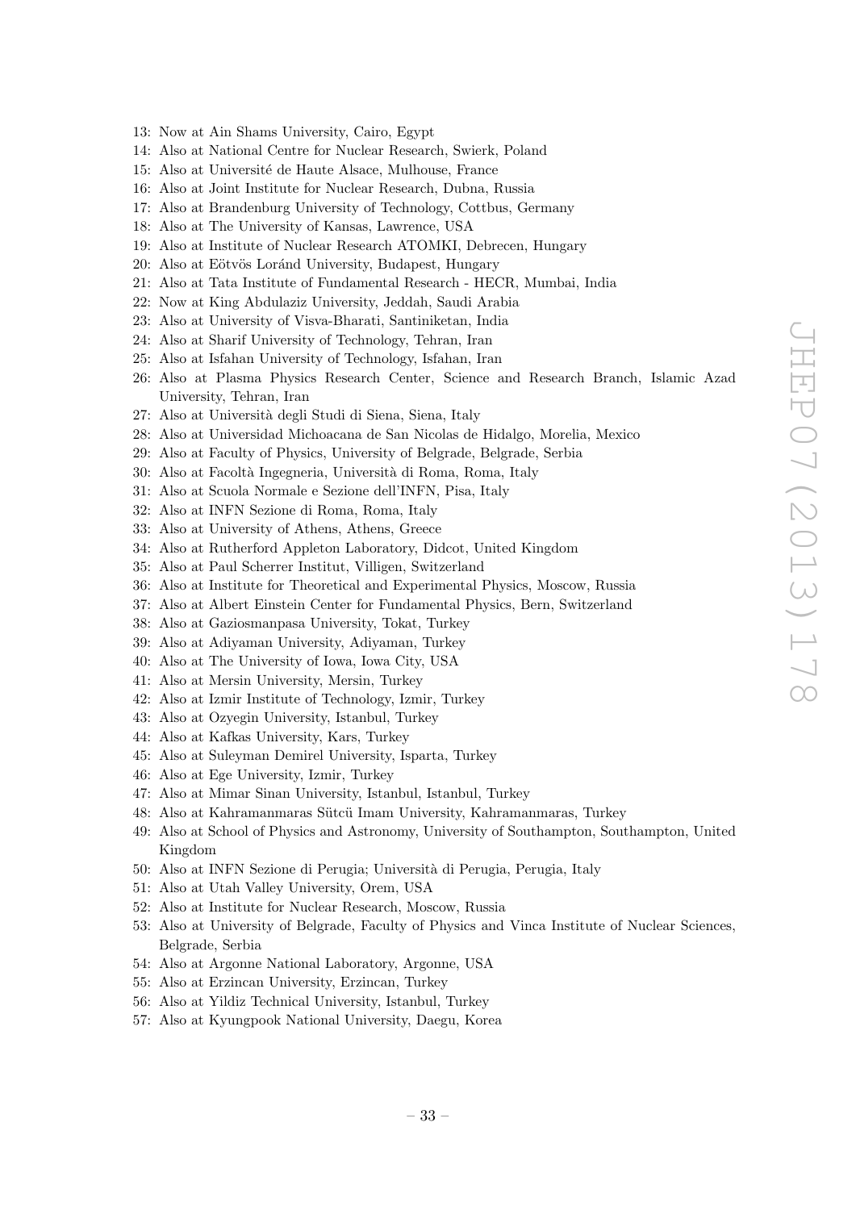13: Now at Ain Shams University, Cairo, Egypt
14: Also at National Centre for Nuclear Research, Swierk, Poland
15: Also at Université de Haute Alsace, Mulhouse, France
16: Also at Joint Institute for Nuclear Research, Dubna, Russia
17: Also at Brandenburg University of Technology, Cottbus, Germany
18: Also at The University of Kansas, Lawrence, USA
19: Also at Institute of Nuclear Research ATOMKI, Debrecen, Hungary
20: Also at Eötvös Loránd University, Budapest, Hungary
21: Also at Tata Institute of Fundamental Research - HECR, Mumbai, India
22: Now at King Abdulaziz University, Jeddah, Saudi Arabia
23: Also at University of Visva-Bharati, Santiniketan, India
24: Also at Sharif University of Technology, Tehran, Iran
25: Also at Isfahan University of Technology, Isfahan, Iran
26: Also at Plasma Physics Research Center, Science and Research Branch, Islamic Azad University, Tehran, Iran
27: Also at Università degli Studi di Siena, Siena, Italy
28: Also at Universidad Michoacana de San Nicolas de Hidalgo, Morelia, Mexico
29: Also at Faculty of Physics, University of Belgrade, Belgrade, Serbia
30: Also at Facoltà Ingegneria, Università di Roma, Roma, Italy
31: Also at Scuola Normale e Sezione dell'INFN, Pisa, Italy
32: Also at INFN Sezione di Roma, Roma, Italy
33: Also at University of Athens, Athens, Greece
34: Also at Rutherford Appleton Laboratory, Didcot, United Kingdom
35: Also at Paul Scherrer Institut, Villigen, Switzerland
36: Also at Institute for Theoretical and Experimental Physics, Moscow, Russia
37: Also at Albert Einstein Center for Fundamental Physics, Bern, Switzerland
38: Also at Gaziosmanpasa University, Tokat, Turkey
39: Also at Adiyaman University, Adiyaman, Turkey
40: Also at The University of Iowa, Iowa City, USA
41: Also at Mersin University, Mersin, Turkey
42: Also at Izmir Institute of Technology, Izmir, Turkey
43: Also at Ozyegin University, Istanbul, Turkey
44: Also at Kafkas University, Kars, Turkey
45: Also at Suleyman Demirel University, Isparta, Turkey
46: Also at Ege University, Izmir, Turkey
47: Also at Mimar Sinan University, Istanbul, Istanbul, Turkey
48: Also at Kahramanmaras Sütcü Imam University, Kahramanmaras, Turkey
49: Also at School of Physics and Astronomy, University of Southampton, Southampton, United Kingdom
50: Also at INFN Sezione di Perugia; Università di Perugia, Perugia, Italy
51: Also at Utah Valley University, Orem, USA
52: Also at Institute for Nuclear Research, Moscow, Russia
53: Also at University of Belgrade, Faculty of Physics and Vinca Institute of Nuclear Sciences, Belgrade, Serbia
54: Also at Argonne National Laboratory, Argonne, USA
55: Also at Erzincan University, Erzincan, Turkey
56: Also at Yildiz Technical University, Istanbul, Turkey
57: Also at Kyungpook National University, Daegu, Korea